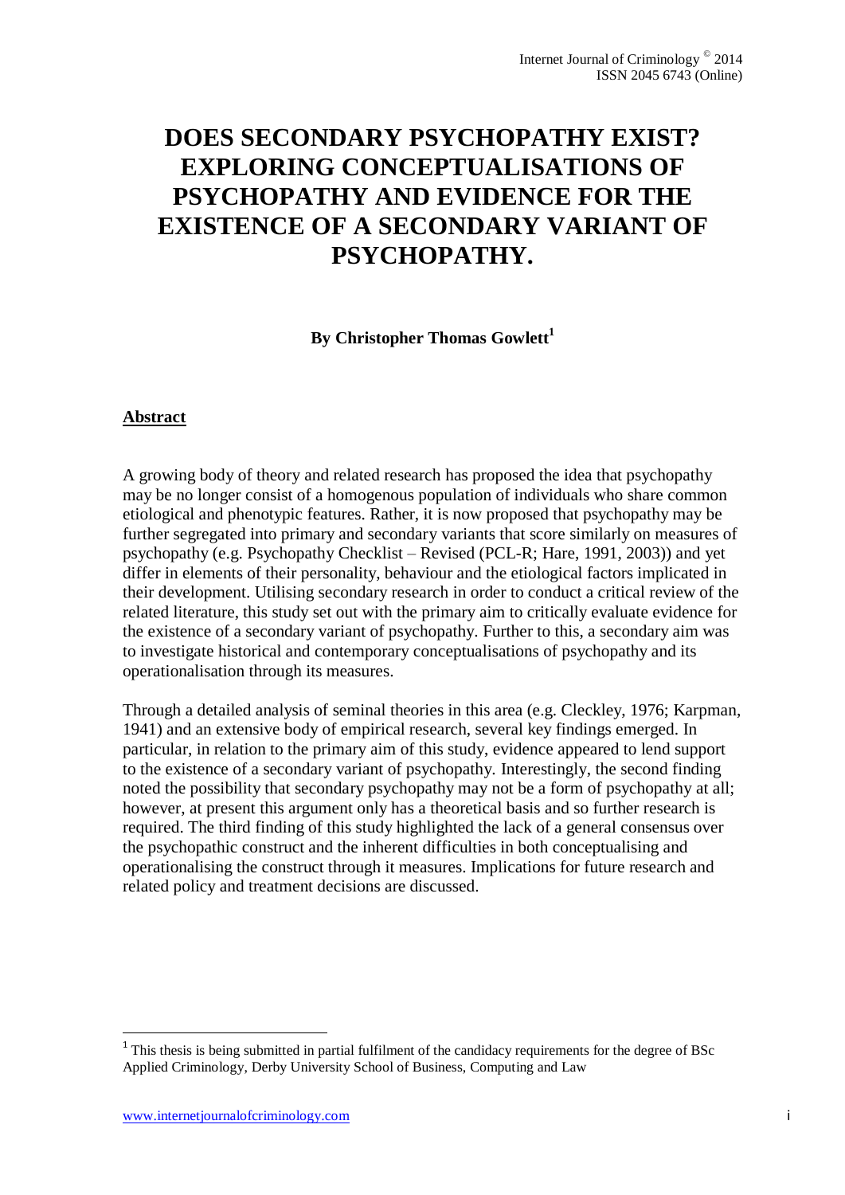# DOES SECONDARY PSYCHOPATHY EXIST? EXPLORING CONCEPTUALISATIONS OF PSYCHOPATHY AND EVIDENCE FOR THE EXISTENCE OF A SECONDARY VARIANT OF PSYCHOPATHY.

**By Christopher Thomas Gowlett[1]**

## Abstract

A growing body of theory and related research has proposed the idea that psychopathy may be no longer consist of a homogenous population of individuals who share common etiological and phenotypic features. Rather, it is now proposed that psychopathy may be further segregated into primary and secondary variants that score similarly on measures of psychopathy (e.g. Psychopathy Checklist – Revised (PCL-R; Hare, 1991, 2003)) and yet differ in elements of their personality, behaviour and the etiological factors implicated in their development. Utilising secondary research in order to conduct a critical review of the related literature, this study set out with the primary aim to critically evaluate evidence for the existence of a secondary variant of psychopathy. Further to this, a secondary aim was to investigate historical and contemporary conceptualisations of psychopathy and its operationalisation through its measures.

Through a detailed analysis of seminal theories in this area (e.g. Cleckley, 1976; Karpman, 1941) and an extensive body of empirical research, several key findings emerged. In particular, in relation to the primary aim of this study, evidence appeared to lend support to the existence of a secondary variant of psychopathy. Interestingly, the second finding noted the possibility that secondary psychopathy may not be a form of psychopathy at all; however, at present this argument only has a theoretical basis and so further research is required. The third finding of this study highlighted the lack of a general consensus over the psychopathic construct and the inherent difficulties in both conceptualising and operationalising the construct through it measures. Implications for future research and related policy and treatment decisions are discussed.

[1] This thesis is being submitted in partial fulfilment of the candidacy requirements for the degree of BSc Applied Criminology, Derby University School of Business, Computing and Law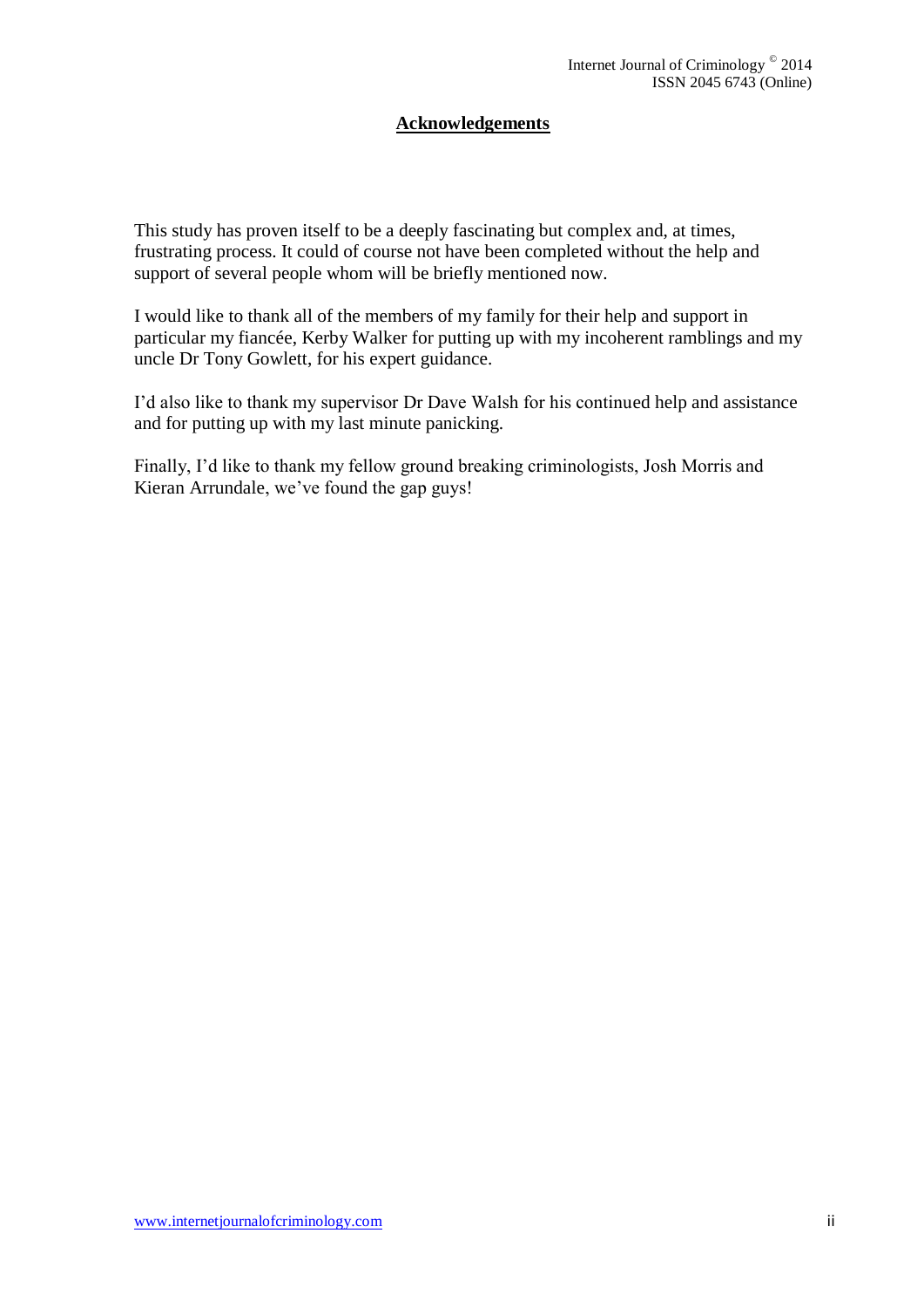## Acknowledgements

This study has proven itself to be a deeply fascinating but complex and, at times, frustrating process. It could of course not have been completed without the help and support of several people whom will be briefly mentioned now.

I would like to thank all of the members of my family for their help and support in particular my fiancée, Kerby Walker for putting up with my incoherent ramblings and my uncle Dr Tony Gowlett, for his expert guidance.

I'd also like to thank my supervisor Dr Dave Walsh for his continued help and assistance and for putting up with my last minute panicking.

Finally, I'd like to thank my fellow ground breaking criminologists, Josh Morris and Kieran Arrundale, we've found the gap guys!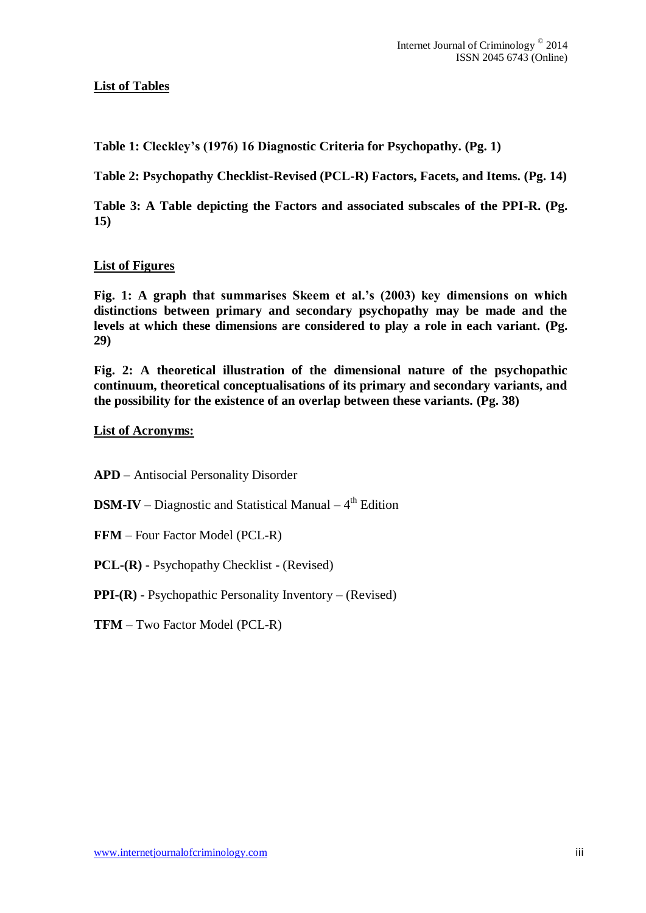## List of Tables

**Table 1: Cleckley's (1976) 16 Diagnostic Criteria for Psychopathy. (Pg. 1)**

**Table 2: Psychopathy Checklist-Revised (PCL-R) Factors, Facets, and Items. (Pg. 14)**

**Table 3: A Table depicting the Factors and associated subscales of the PPI-R. (Pg. 15)**

## List of Figures

**Fig. 1: A graph that summarises Skeem et al.'s (2003) key dimensions on which distinctions between primary and secondary psychopathy may be made and the levels at which these dimensions are considered to play a role in each variant. (Pg. 29)**

**Fig. 2: A theoretical illustration of the dimensional nature of the psychopathic continuum, theoretical conceptualisations of its primary and secondary variants, and the possibility for the existence of an overlap between these variants. (Pg. 38)**

## List of Acronyms:

**APD** – Antisocial Personality Disorder

**DSM-IV** – Diagnostic and Statistical Manual – 4th Edition

**FFM** – Four Factor Model (PCL-R)

**PCL-(R)** - Psychopathy Checklist - (Revised)

**PPI-(R)** - Psychopathic Personality Inventory – (Revised)

**TFM** – Two Factor Model (PCL-R)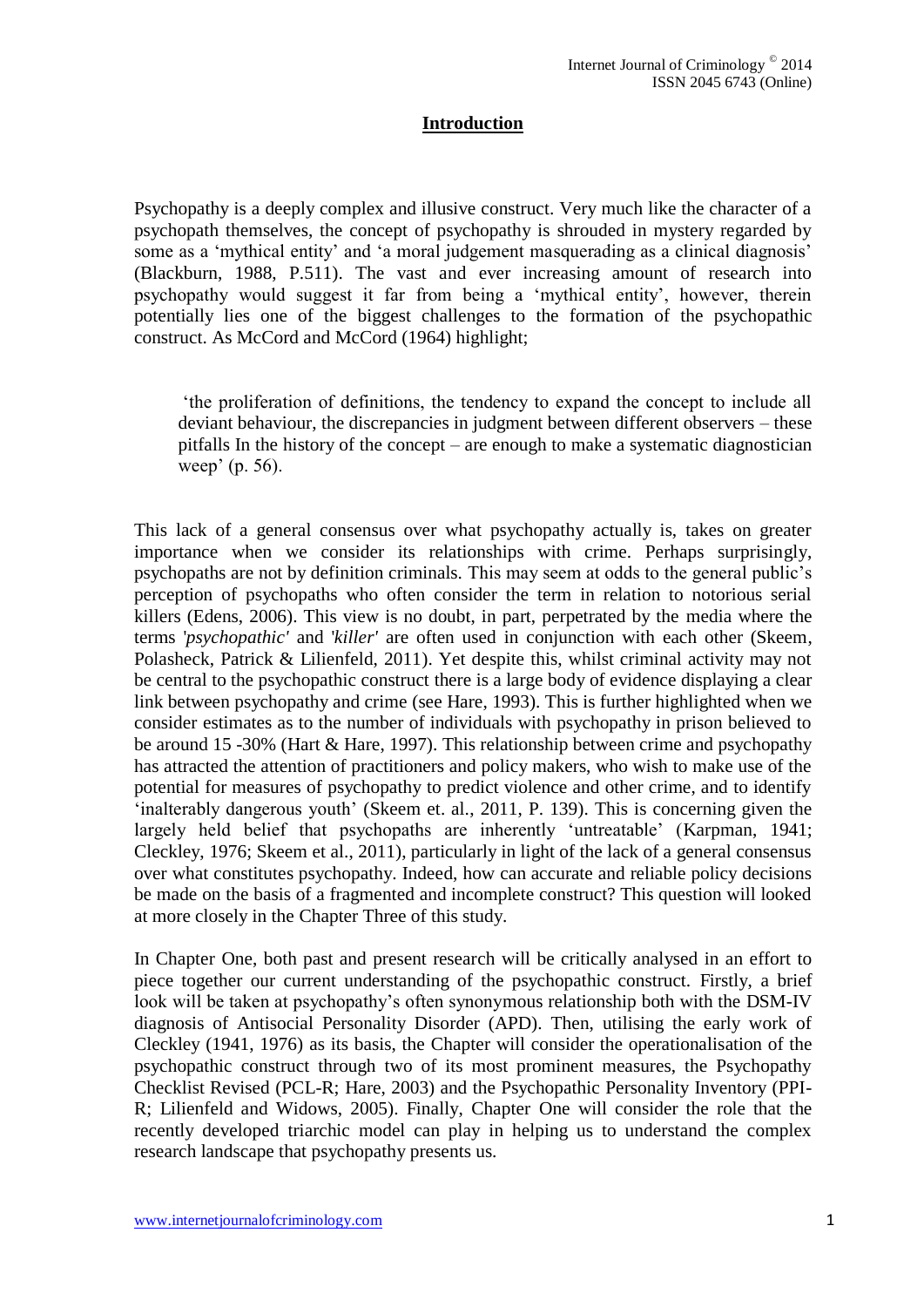# Introduction

Psychopathy is a deeply complex and illusive construct. Very much like the character of a psychopath themselves, the concept of psychopathy is shrouded in mystery regarded by some as a 'mythical entity' and 'a moral judgement masquerading as a clinical diagnosis' (Blackburn, 1988, P.511). The vast and ever increasing amount of research into psychopathy would suggest it far from being a 'mythical entity', however, therein potentially lies one of the biggest challenges to the formation of the psychopathic construct. As McCord and McCord (1964) highlight;

> 'the proliferation of definitions, the tendency to expand the concept to include all deviant behaviour, the discrepancies in judgment between different observers – these pitfalls In the history of the concept – are enough to make a systematic diagnostician weep' (p. 56).

This lack of a general consensus over what psychopathy actually is, takes on greater importance when we consider its relationships with crime. Perhaps surprisingly, psychopaths are not by definition criminals. This may seem at odds to the general public's perception of psychopaths who often consider the term in relation to notorious serial killers (Edens, 2006). This view is no doubt, in part, perpetrated by the media where the terms *'psychopathic'* and *'killer'* are often used in conjunction with each other (Skeem, Polasheck, Patrick & Lilienfeld, 2011). Yet despite this, whilst criminal activity may not be central to the psychopathic construct there is a large body of evidence displaying a clear link between psychopathy and crime (see Hare, 1993). This is further highlighted when we consider estimates as to the number of individuals with psychopathy in prison believed to be around 15 -30% (Hart & Hare, 1997). This relationship between crime and psychopathy has attracted the attention of practitioners and policy makers, who wish to make use of the potential for measures of psychopathy to predict violence and other crime, and to identify 'inalterably dangerous youth' (Skeem et. al., 2011, P. 139). This is concerning given the largely held belief that psychopaths are inherently 'untreatable' (Karpman, 1941; Cleckley, 1976; Skeem et al., 2011), particularly in light of the lack of a general consensus over what constitutes psychopathy. Indeed, how can accurate and reliable policy decisions be made on the basis of a fragmented and incomplete construct? This question will looked at more closely in the Chapter Three of this study.

In Chapter One, both past and present research will be critically analysed in an effort to piece together our current understanding of the psychopathic construct. Firstly, a brief look will be taken at psychopathy's often synonymous relationship both with the DSM-IV diagnosis of Antisocial Personality Disorder (APD). Then, utilising the early work of Cleckley (1941, 1976) as its basis, the Chapter will consider the operationalisation of the psychopathic construct through two of its most prominent measures, the Psychopathy Checklist Revised (PCL-R; Hare, 2003) and the Psychopathic Personality Inventory (PPI-R; Lilienfeld and Widows, 2005). Finally, Chapter One will consider the role that the recently developed triarchic model can play in helping us to understand the complex research landscape that psychopathy presents us.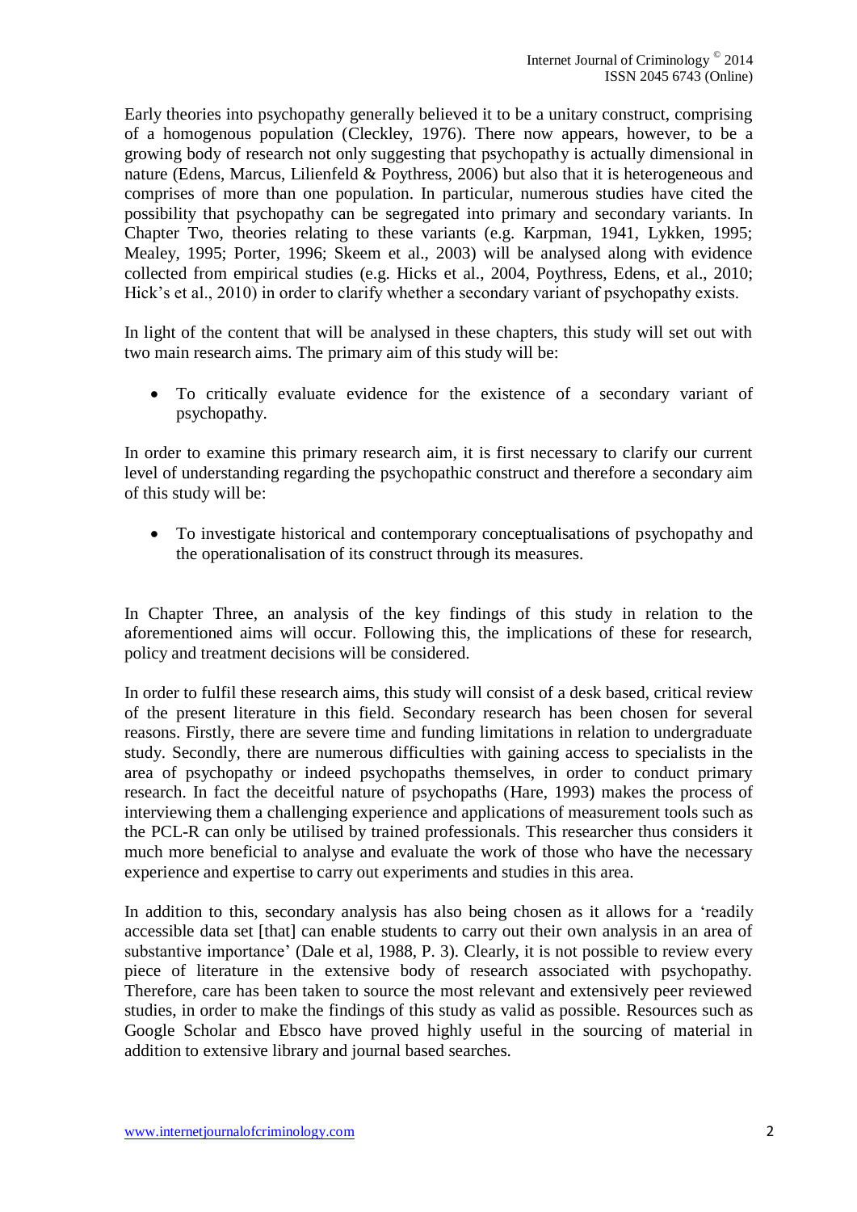Early theories into psychopathy generally believed it to be a unitary construct, comprising of a homogenous population (Cleckley, 1976). There now appears, however, to be a growing body of research not only suggesting that psychopathy is actually dimensional in nature (Edens, Marcus, Lilienfeld & Poythress, 2006) but also that it is heterogeneous and comprises of more than one population. In particular, numerous studies have cited the possibility that psychopathy can be segregated into primary and secondary variants. In Chapter Two, theories relating to these variants (e.g. Karpman, 1941, Lykken, 1995; Mealey, 1995; Porter, 1996; Skeem et al., 2003) will be analysed along with evidence collected from empirical studies (e.g. Hicks et al., 2004, Poythress, Edens, et al., 2010; Hick's et al., 2010) in order to clarify whether a secondary variant of psychopathy exists.

In light of the content that will be analysed in these chapters, this study will set out with two main research aims. The primary aim of this study will be:

- To critically evaluate evidence for the existence of a secondary variant of psychopathy.

In order to examine this primary research aim, it is first necessary to clarify our current level of understanding regarding the psychopathic construct and therefore a secondary aim of this study will be:

- To investigate historical and contemporary conceptualisations of psychopathy and the operationalisation of its construct through its measures.

In Chapter Three, an analysis of the key findings of this study in relation to the aforementioned aims will occur. Following this, the implications of these for research, policy and treatment decisions will be considered.

In order to fulfil these research aims, this study will consist of a desk based, critical review of the present literature in this field. Secondary research has been chosen for several reasons. Firstly, there are severe time and funding limitations in relation to undergraduate study. Secondly, there are numerous difficulties with gaining access to specialists in the area of psychopathy or indeed psychopaths themselves, in order to conduct primary research. In fact the deceitful nature of psychopaths (Hare, 1993) makes the process of interviewing them a challenging experience and applications of measurement tools such as the PCL-R can only be utilised by trained professionals. This researcher thus considers it much more beneficial to analyse and evaluate the work of those who have the necessary experience and expertise to carry out experiments and studies in this area.

In addition to this, secondary analysis has also being chosen as it allows for a 'readily accessible data set [that] can enable students to carry out their own analysis in an area of substantive importance' (Dale et al, 1988, P. 3). Clearly, it is not possible to review every piece of literature in the extensive body of research associated with psychopathy. Therefore, care has been taken to source the most relevant and extensively peer reviewed studies, in order to make the findings of this study as valid as possible. Resources such as Google Scholar and Ebsco have proved highly useful in the sourcing of material in addition to extensive library and journal based searches.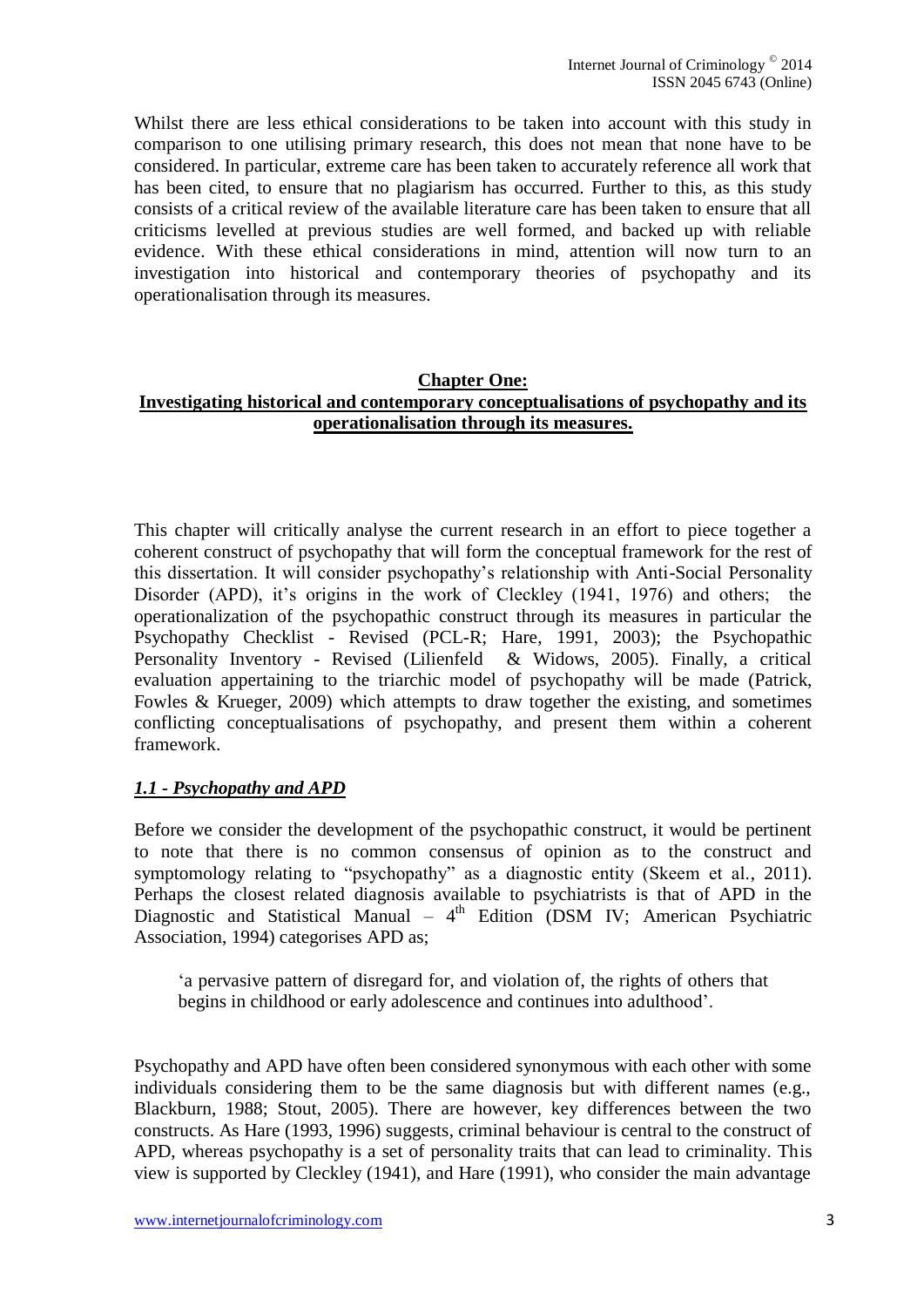Whilst there are less ethical considerations to be taken into account with this study in comparison to one utilising primary research, this does not mean that none have to be considered. In particular, extreme care has been taken to accurately reference all work that has been cited, to ensure that no plagiarism has occurred. Further to this, as this study consists of a critical review of the available literature care has been taken to ensure that all criticisms levelled at previous studies are well formed, and backed up with reliable evidence. With these ethical considerations in mind, attention will now turn to an investigation into historical and contemporary theories of psychopathy and its operationalisation through its measures.

## Chapter One: Investigating historical and contemporary conceptualisations of psychopathy and its operationalisation through its measures.

This chapter will critically analyse the current research in an effort to piece together a coherent construct of psychopathy that will form the conceptual framework for the rest of this dissertation. It will consider psychopathy's relationship with Anti-Social Personality Disorder (APD), it's origins in the work of Cleckley (1941, 1976) and others; the operationalization of the psychopathic construct through its measures in particular the Psychopathy Checklist - Revised (PCL-R; Hare, 1991, 2003); the Psychopathic Personality Inventory - Revised (Lilienfeld & Widows, 2005). Finally, a critical evaluation appertaining to the triarchic model of psychopathy will be made (Patrick, Fowles & Krueger, 2009) which attempts to draw together the existing, and sometimes conflicting conceptualisations of psychopathy, and present them within a coherent framework.

### *1.1 - Psychopathy and APD*

Before we consider the development of the psychopathic construct, it would be pertinent to note that there is no common consensus of opinion as to the construct and symptomology relating to "psychopathy" as a diagnostic entity (Skeem et al., 2011). Perhaps the closest related diagnosis available to psychiatrists is that of APD in the Diagnostic and Statistical Manual – 4th Edition (DSM IV; American Psychiatric Association, 1994) categorises APD as;

> 'a pervasive pattern of disregard for, and violation of, the rights of others that begins in childhood or early adolescence and continues into adulthood'.

Psychopathy and APD have often been considered synonymous with each other with some individuals considering them to be the same diagnosis but with different names (e.g., Blackburn, 1988; Stout, 2005). There are however, key differences between the two constructs. As Hare (1993, 1996) suggests, criminal behaviour is central to the construct of APD, whereas psychopathy is a set of personality traits that can lead to criminality. This view is supported by Cleckley (1941), and Hare (1991), who consider the main advantage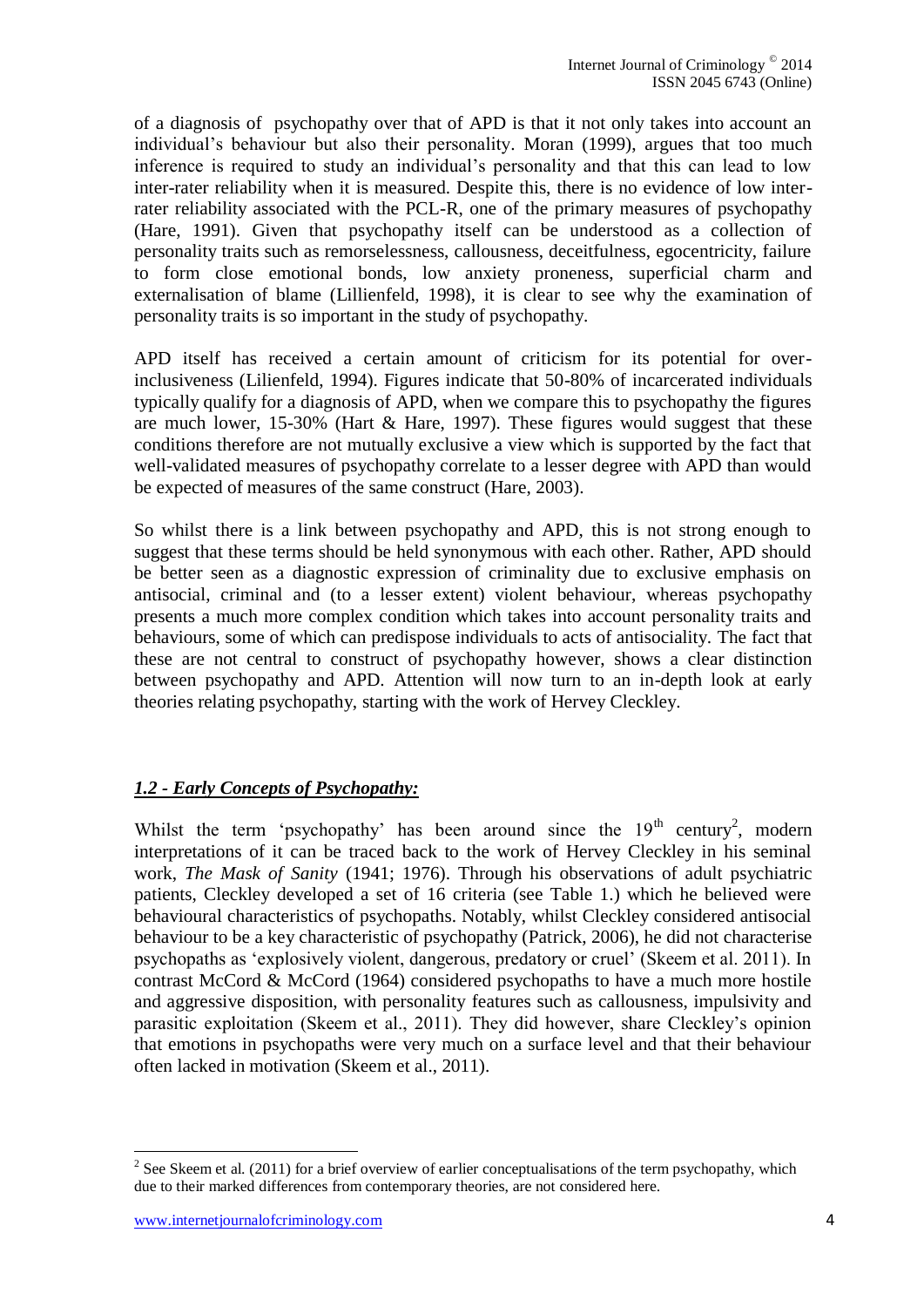of a diagnosis of psychopathy over that of APD is that it not only takes into account an individual's behaviour but also their personality. Moran (1999), argues that too much inference is required to study an individual's personality and that this can lead to low inter-rater reliability when it is measured. Despite this, there is no evidence of low inter-rater reliability associated with the PCL-R, one of the primary measures of psychopathy (Hare, 1991). Given that psychopathy itself can be understood as a collection of personality traits such as remorselessness, callousness, deceitfulness, egocentricity, failure to form close emotional bonds, low anxiety proneness, superficial charm and externalisation of blame (Lillienfeld, 1998), it is clear to see why the examination of personality traits is so important in the study of psychopathy.

APD itself has received a certain amount of criticism for its potential for over-inclusiveness (Lilienfeld, 1994). Figures indicate that 50-80% of incarcerated individuals typically qualify for a diagnosis of APD, when we compare this to psychopathy the figures are much lower, 15-30% (Hart & Hare, 1997). These figures would suggest that these conditions therefore are not mutually exclusive a view which is supported by the fact that well-validated measures of psychopathy correlate to a lesser degree with APD than would be expected of measures of the same construct (Hare, 2003).

So whilst there is a link between psychopathy and APD, this is not strong enough to suggest that these terms should be held synonymous with each other. Rather, APD should be better seen as a diagnostic expression of criminality due to exclusive emphasis on antisocial, criminal and (to a lesser extent) violent behaviour, whereas psychopathy presents a much more complex condition which takes into account personality traits and behaviours, some of which can predispose individuals to acts of antisociality. The fact that these are not central to construct of psychopathy however, shows a clear distinction between psychopathy and APD. Attention will now turn to an in-depth look at early theories relating psychopathy, starting with the work of Hervey Cleckley.

## ***1.2 - Early Concepts of Psychopathy:***

Whilst the term 'psychopathy' has been around since the 19th century[2], modern interpretations of it can be traced back to the work of Hervey Cleckley in his seminal work, *The Mask of Sanity* (1941; 1976). Through his observations of adult psychiatric patients, Cleckley developed a set of 16 criteria (see Table 1.) which he believed were behavioural characteristics of psychopaths. Notably, whilst Cleckley considered antisocial behaviour to be a key characteristic of psychopathy (Patrick, 2006), he did not characterise psychopaths as 'explosively violent, dangerous, predatory or cruel' (Skeem et al. 2011). In contrast McCord & McCord (1964) considered psychopaths to have a much more hostile and aggressive disposition, with personality features such as callousness, impulsivity and parasitic exploitation (Skeem et al., 2011). They did however, share Cleckley's opinion that emotions in psychopaths were very much on a surface level and that their behaviour often lacked in motivation (Skeem et al., 2011).

---

[2] See Skeem et al. (2011) for a brief overview of earlier conceptualisations of the term psychopathy, which due to their marked differences from contemporary theories, are not considered here.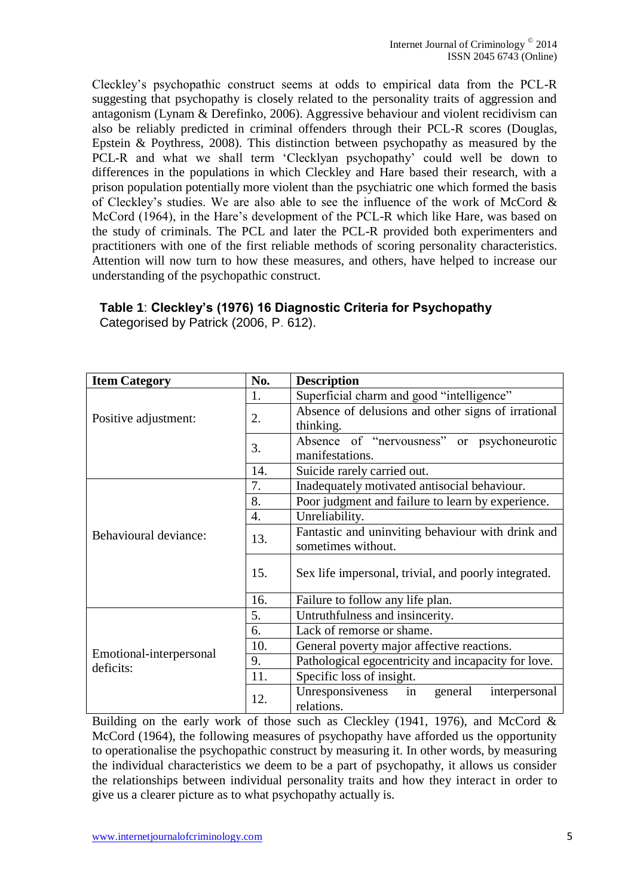Cleckley's psychopathic construct seems at odds to empirical data from the PCL-R suggesting that psychopathy is closely related to the personality traits of aggression and antagonism (Lynam & Derefinko, 2006). Aggressive behaviour and violent recidivism can also be reliably predicted in criminal offenders through their PCL-R scores (Douglas, Epstein & Poythress, 2008). This distinction between psychopathy as measured by the PCL-R and what we shall term 'Clecklyan psychopathy' could well be down to differences in the populations in which Cleckley and Hare based their research, with a prison population potentially more violent than the psychiatric one which formed the basis of Cleckley's studies. We are also able to see the influence of the work of McCord & McCord (1964), in the Hare's development of the PCL-R which like Hare, was based on the study of criminals. The PCL and later the PCL-R provided both experimenters and practitioners with one of the first reliable methods of scoring personality characteristics. Attention will now turn to how these measures, and others, have helped to increase our understanding of the psychopathic construct.

**Table 1**: **Cleckley's (1976) 16 Diagnostic Criteria for Psychopathy**
Categorised by Patrick (2006, P. 612).

| Item Category | No. | Description |
| --- | --- | --- |
| Positive adjustment: | 1. | Superficial charm and good "intelligence" |
| | 2. | Absence of delusions and other signs of irrational thinking. |
| | 3. | Absence of "nervousness" or psychoneurotic manifestations. |
| | 14. | Suicide rarely carried out. |
| Behavioural deviance: | 7. | Inadequately motivated antisocial behaviour. |
| | 8. | Poor judgment and failure to learn by experience. |
| | 4. | Unreliability. |
| | 13. | Fantastic and uninviting behaviour with drink and sometimes without. |
| | 15. | Sex life impersonal, trivial, and poorly integrated. |
| | 16. | Failure to follow any life plan. |
| Emotional-interpersonal deficits: | 5. | Untruthfulness and insincerity. |
| | 6. | Lack of remorse or shame. |
| | 10. | General poverty major affective reactions. |
| | 9. | Pathological egocentricity and incapacity for love. |
| | 11. | Specific loss of insight. |
| | 12. | Unresponsiveness in general interpersonal relations. |

Building on the early work of those such as Cleckley (1941, 1976), and McCord & McCord (1964), the following measures of psychopathy have afforded us the opportunity to operationalise the psychopathic construct by measuring it. In other words, by measuring the individual characteristics we deem to be a part of psychopathy, it allows us consider the relationships between individual personality traits and how they interact in order to give us a clearer picture as to what psychopathy actually is.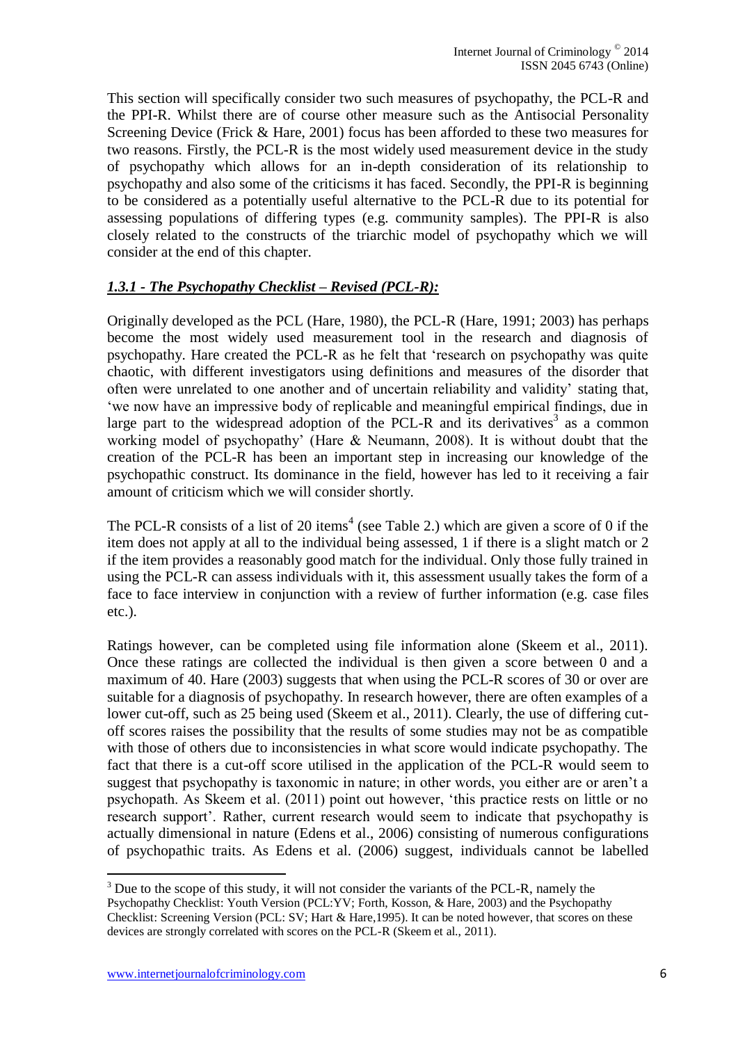This section will specifically consider two such measures of psychopathy, the PCL-R and the PPI-R. Whilst there are of course other measure such as the Antisocial Personality Screening Device (Frick & Hare, 2001) focus has been afforded to these two measures for two reasons. Firstly, the PCL-R is the most widely used measurement device in the study of psychopathy which allows for an in-depth consideration of its relationship to psychopathy and also some of the criticisms it has faced. Secondly, the PPI-R is beginning to be considered as a potentially useful alternative to the PCL-R due to its potential for assessing populations of differing types (e.g. community samples). The PPI-R is also closely related to the constructs of the triarchic model of psychopathy which we will consider at the end of this chapter.

### ***1.3.1 - The Psychopathy Checklist – Revised (PCL-R):***

Originally developed as the PCL (Hare, 1980), the PCL-R (Hare, 1991; 2003) has perhaps become the most widely used measurement tool in the research and diagnosis of psychopathy. Hare created the PCL-R as he felt that 'research on psychopathy was quite chaotic, with different investigators using definitions and measures of the disorder that often were unrelated to one another and of uncertain reliability and validity' stating that, 'we now have an impressive body of replicable and meaningful empirical findings, due in large part to the widespread adoption of the PCL-R and its derivatives[3] as a common working model of psychopathy' (Hare & Neumann, 2008). It is without doubt that the creation of the PCL-R has been an important step in increasing our knowledge of the psychopathic construct. Its dominance in the field, however has led to it receiving a fair amount of criticism which we will consider shortly.

The PCL-R consists of a list of 20 items[4] (see Table 2.) which are given a score of 0 if the item does not apply at all to the individual being assessed, 1 if there is a slight match or 2 if the item provides a reasonably good match for the individual. Only those fully trained in using the PCL-R can assess individuals with it, this assessment usually takes the form of a face to face interview in conjunction with a review of further information (e.g. case files etc.).

Ratings however, can be completed using file information alone (Skeem et al., 2011). Once these ratings are collected the individual is then given a score between 0 and a maximum of 40. Hare (2003) suggests that when using the PCL-R scores of 30 or over are suitable for a diagnosis of psychopathy. In research however, there are often examples of a lower cut-off, such as 25 being used (Skeem et al., 2011). Clearly, the use of differing cut-off scores raises the possibility that the results of some studies may not be as compatible with those of others due to inconsistencies in what score would indicate psychopathy. The fact that there is a cut-off score utilised in the application of the PCL-R would seem to suggest that psychopathy is taxonomic in nature; in other words, you either are or aren't a psychopath. As Skeem et al. (2011) point out however, 'this practice rests on little or no research support'. Rather, current research would seem to indicate that psychopathy is actually dimensional in nature (Edens et al., 2006) consisting of numerous configurations of psychopathic traits. As Edens et al. (2006) suggest, individuals cannot be labelled

---

[3] Due to the scope of this study, it will not consider the variants of the PCL-R, namely the Psychopathy Checklist: Youth Version (PCL:YV; Forth, Kosson, & Hare, 2003) and the Psychopathy Checklist: Screening Version (PCL: SV; Hart & Hare,1995). It can be noted however, that scores on these devices are strongly correlated with scores on the PCL-R (Skeem et al., 2011).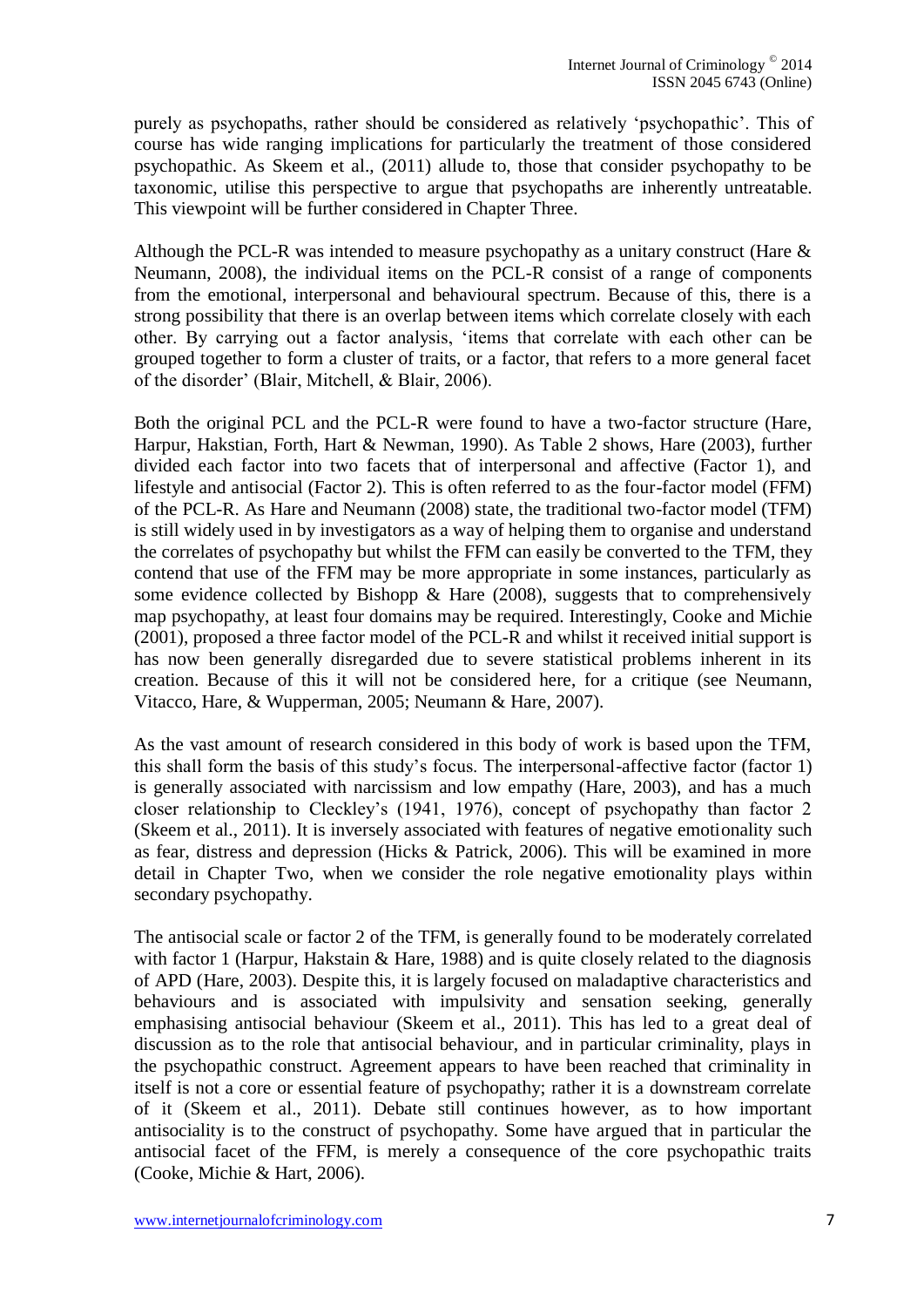purely as psychopaths, rather should be considered as relatively 'psychopathic'. This of course has wide ranging implications for particularly the treatment of those considered psychopathic. As Skeem et al., (2011) allude to, those that consider psychopathy to be taxonomic, utilise this perspective to argue that psychopaths are inherently untreatable. This viewpoint will be further considered in Chapter Three.

Although the PCL-R was intended to measure psychopathy as a unitary construct (Hare & Neumann, 2008), the individual items on the PCL-R consist of a range of components from the emotional, interpersonal and behavioural spectrum. Because of this, there is a strong possibility that there is an overlap between items which correlate closely with each other. By carrying out a factor analysis, 'items that correlate with each other can be grouped together to form a cluster of traits, or a factor, that refers to a more general facet of the disorder' (Blair, Mitchell, & Blair, 2006).

Both the original PCL and the PCL-R were found to have a two-factor structure (Hare, Harpur, Hakstian, Forth, Hart & Newman, 1990). As Table 2 shows, Hare (2003), further divided each factor into two facets that of interpersonal and affective (Factor 1), and lifestyle and antisocial (Factor 2). This is often referred to as the four-factor model (FFM) of the PCL-R. As Hare and Neumann (2008) state, the traditional two-factor model (TFM) is still widely used in by investigators as a way of helping them to organise and understand the correlates of psychopathy but whilst the FFM can easily be converted to the TFM, they contend that use of the FFM may be more appropriate in some instances, particularly as some evidence collected by Bishopp & Hare (2008), suggests that to comprehensively map psychopathy, at least four domains may be required. Interestingly, Cooke and Michie (2001), proposed a three factor model of the PCL-R and whilst it received initial support is has now been generally disregarded due to severe statistical problems inherent in its creation. Because of this it will not be considered here, for a critique (see Neumann, Vitacco, Hare, & Wupperman, 2005; Neumann & Hare, 2007).

As the vast amount of research considered in this body of work is based upon the TFM, this shall form the basis of this study's focus. The interpersonal-affective factor (factor 1) is generally associated with narcissism and low empathy (Hare, 2003), and has a much closer relationship to Cleckley's (1941, 1976), concept of psychopathy than factor 2 (Skeem et al., 2011). It is inversely associated with features of negative emotionality such as fear, distress and depression (Hicks & Patrick, 2006). This will be examined in more detail in Chapter Two, when we consider the role negative emotionality plays within secondary psychopathy.

The antisocial scale or factor 2 of the TFM, is generally found to be moderately correlated with factor 1 (Harpur, Hakstain & Hare, 1988) and is quite closely related to the diagnosis of APD (Hare, 2003). Despite this, it is largely focused on maladaptive characteristics and behaviours and is associated with impulsivity and sensation seeking, generally emphasising antisocial behaviour (Skeem et al., 2011). This has led to a great deal of discussion as to the role that antisocial behaviour, and in particular criminality, plays in the psychopathic construct. Agreement appears to have been reached that criminality in itself is not a core or essential feature of psychopathy; rather it is a downstream correlate of it (Skeem et al., 2011). Debate still continues however, as to how important antisociality is to the construct of psychopathy. Some have argued that in particular the antisocial facet of the FFM, is merely a consequence of the core psychopathic traits (Cooke, Michie & Hart, 2006).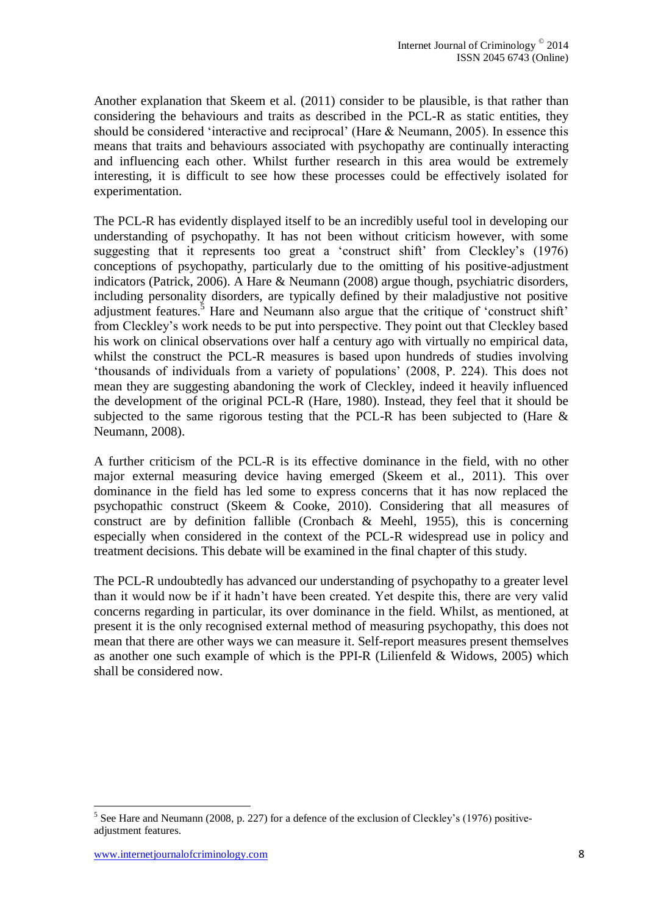Another explanation that Skeem et al. (2011) consider to be plausible, is that rather than considering the behaviours and traits as described in the PCL-R as static entities, they should be considered 'interactive and reciprocal' (Hare & Neumann, 2005). In essence this means that traits and behaviours associated with psychopathy are continually interacting and influencing each other. Whilst further research in this area would be extremely interesting, it is difficult to see how these processes could be effectively isolated for experimentation.

The PCL-R has evidently displayed itself to be an incredibly useful tool in developing our understanding of psychopathy. It has not been without criticism however, with some suggesting that it represents too great a 'construct shift' from Cleckley's (1976) conceptions of psychopathy, particularly due to the omitting of his positive-adjustment indicators (Patrick, 2006). A Hare & Neumann (2008) argue though, psychiatric disorders, including personality disorders, are typically defined by their maladjustive not positive adjustment features.[5] Hare and Neumann also argue that the critique of 'construct shift' from Cleckley's work needs to be put into perspective. They point out that Cleckley based his work on clinical observations over half a century ago with virtually no empirical data, whilst the construct the PCL-R measures is based upon hundreds of studies involving 'thousands of individuals from a variety of populations' (2008, P. 224). This does not mean they are suggesting abandoning the work of Cleckley, indeed it heavily influenced the development of the original PCL-R (Hare, 1980). Instead, they feel that it should be subjected to the same rigorous testing that the PCL-R has been subjected to (Hare & Neumann, 2008).

A further criticism of the PCL-R is its effective dominance in the field, with no other major external measuring device having emerged (Skeem et al., 2011). This over dominance in the field has led some to express concerns that it has now replaced the psychopathic construct (Skeem & Cooke, 2010). Considering that all measures of construct are by definition fallible (Cronbach & Meehl, 1955), this is concerning especially when considered in the context of the PCL-R widespread use in policy and treatment decisions. This debate will be examined in the final chapter of this study.

The PCL-R undoubtedly has advanced our understanding of psychopathy to a greater level than it would now be if it hadn't have been created. Yet despite this, there are very valid concerns regarding in particular, its over dominance in the field. Whilst, as mentioned, at present it is the only recognised external method of measuring psychopathy, this does not mean that there are other ways we can measure it. Self-report measures present themselves as another one such example of which is the PPI-R (Lilienfeld & Widows, 2005) which shall be considered now.

[5] See Hare and Neumann (2008, p. 227) for a defence of the exclusion of Cleckley's (1976) positive-adjustment features.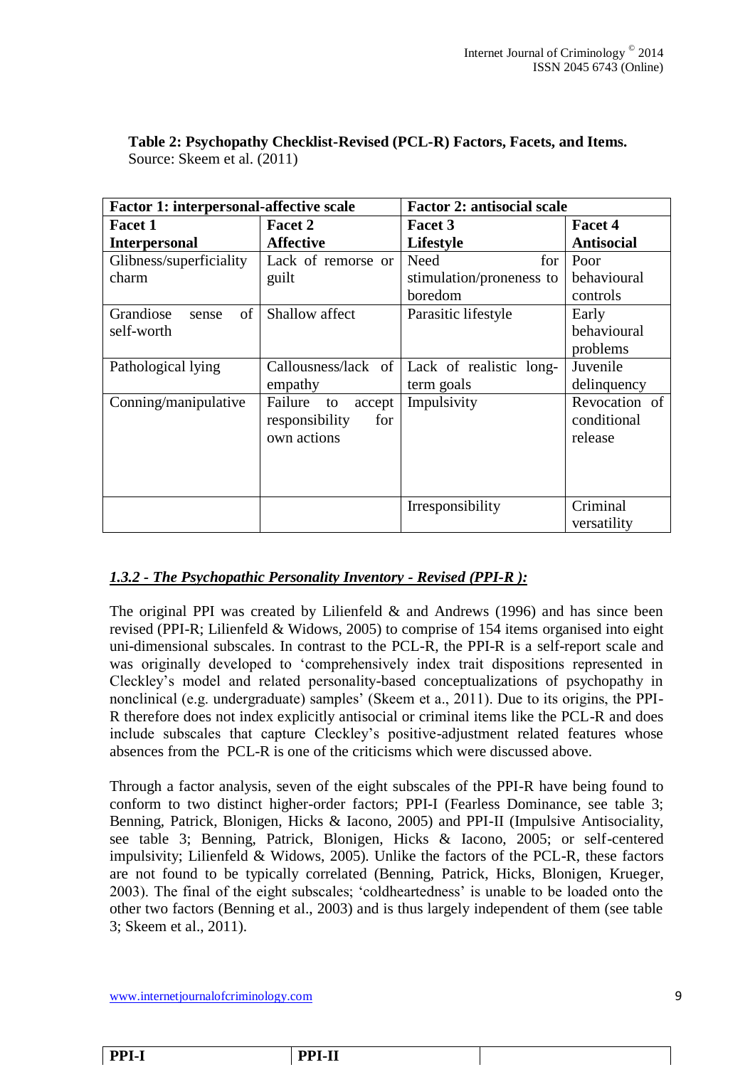**Table 2: Psychopathy Checklist-Revised (PCL-R) Factors, Facets, and Items.**
Source: Skeem et al. (2011)

| Factor 1: interpersonal-affective scale | | Factor 2: antisocial scale | |
|---|---|---|---|
| **Facet 1 Interpersonal** | **Facet 2 Affective** | **Facet 3 Lifestyle** | **Facet 4 Antisocial** |
| Glibness/superficiality charm | Lack of remorse or guilt | Need for stimulation/proneness to boredom | Poor behavioural controls |
| Grandiose sense of self-worth | Shallow affect | Parasitic lifestyle | Early behavioural problems |
| Pathological lying | Callousness/lack of empathy | Lack of realistic long-term goals | Juvenile delinquency |
| Conning/manipulative | Failure to accept responsibility for own actions | Impulsivity | Revocation of conditional release |
| | | Irresponsibility | Criminal versatility |

### *1.3.2 - The Psychopathic Personality Inventory - Revised (PPI-R ):*

The original PPI was created by Lilienfeld & and Andrews (1996) and has since been revised (PPI-R; Lilienfeld & Widows, 2005) to comprise of 154 items organised into eight uni-dimensional subscales. In contrast to the PCL-R, the PPI-R is a self-report scale and was originally developed to 'comprehensively index trait dispositions represented in Cleckley's model and related personality-based conceptualizations of psychopathy in nonclinical (e.g. undergraduate) samples' (Skeem et a., 2011). Due to its origins, the PPI-R therefore does not index explicitly antisocial or criminal items like the PCL-R and does include subscales that capture Cleckley's positive-adjustment related features whose absences from the PCL-R is one of the criticisms which were discussed above.

Through a factor analysis, seven of the eight subscales of the PPI-R have being found to conform to two distinct higher-order factors; PPI-I (Fearless Dominance, see table 3; Benning, Patrick, Blonigen, Hicks & Iacono, 2005) and PPI-II (Impulsive Antisociality, see table 3; Benning, Patrick, Blonigen, Hicks & Iacono, 2005; or self-centered impulsivity; Lilienfeld & Widows, 2005). Unlike the factors of the PCL-R, these factors are not found to be typically correlated (Benning, Patrick, Hicks, Blonigen, Krueger, 2003). The final of the eight subscales; 'coldheartedness' is unable to be loaded onto the other two factors (Benning et al., 2003) and is thus largely independent of them (see table 3; Skeem et al., 2011).

| PPI-I | PPI-II | |
|---|---|---|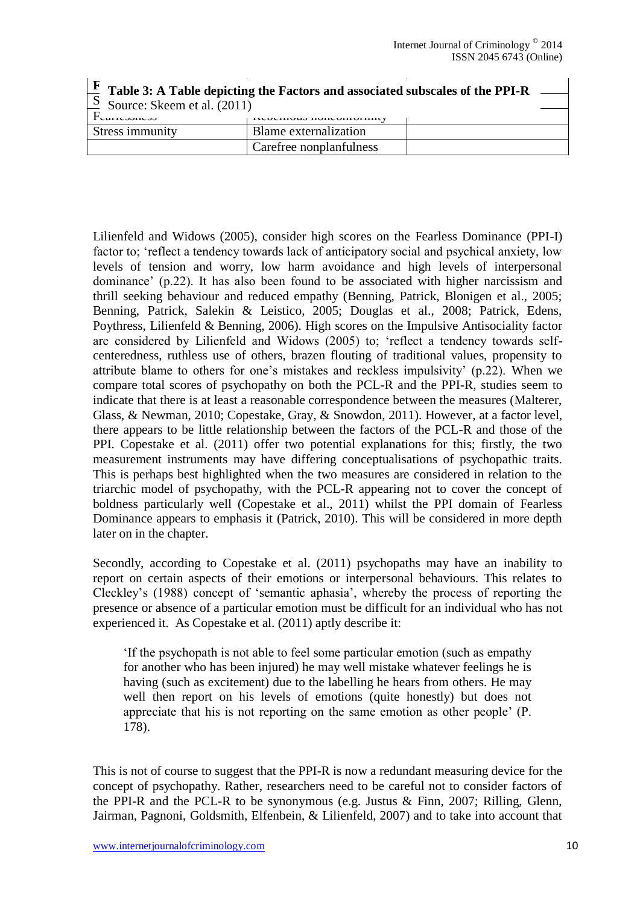**Table 3: A Table depicting the Factors and associated subscales of the PPI-R**

Source: Skeem et al. (2011)

| Fearlessness | Rebellious nonconformity | |
|---|---|---|
| Stress immunity | Blame externalization | |
| | Carefree nonplanfulness | |

Lilienfeld and Widows (2005), consider high scores on the Fearless Dominance (PPI-I) factor to; 'reflect a tendency towards lack of anticipatory social and psychical anxiety, low levels of tension and worry, low harm avoidance and high levels of interpersonal dominance' (p.22). It has also been found to be associated with higher narcissism and thrill seeking behaviour and reduced empathy (Benning, Patrick, Blonigen et al., 2005; Benning, Patrick, Salekin & Leistico, 2005; Douglas et al., 2008; Patrick, Edens, Poythress, Lilienfeld & Benning, 2006). High scores on the Impulsive Antisociality factor are considered by Lilienfeld and Widows (2005) to; 'reflect a tendency towards self-centeredness, ruthless use of others, brazen flouting of traditional values, propensity to attribute blame to others for one's mistakes and reckless impulsivity' (p.22). When we compare total scores of psychopathy on both the PCL-R and the PPI-R, studies seem to indicate that there is at least a reasonable correspondence between the measures (Malterer, Glass, & Newman, 2010; Copestake, Gray, & Snowdon, 2011). However, at a factor level, there appears to be little relationship between the factors of the PCL-R and those of the PPI. Copestake et al. (2011) offer two potential explanations for this; firstly, the two measurement instruments may have differing conceptualisations of psychopathic traits. This is perhaps best highlighted when the two measures are considered in relation to the triarchic model of psychopathy, with the PCL-R appearing not to cover the concept of boldness particularly well (Copestake et al., 2011) whilst the PPI domain of Fearless Dominance appears to emphasis it (Patrick, 2010). This will be considered in more depth later on in the chapter.

Secondly, according to Copestake et al. (2011) psychopaths may have an inability to report on certain aspects of their emotions or interpersonal behaviours. This relates to Cleckley's (1988) concept of 'semantic aphasia', whereby the process of reporting the presence or absence of a particular emotion must be difficult for an individual who has not experienced it. As Copestake et al. (2011) aptly describe it:

> 'If the psychopath is not able to feel some particular emotion (such as empathy for another who has been injured) he may well mistake whatever feelings he is having (such as excitement) due to the labelling he hears from others. He may well then report on his levels of emotions (quite honestly) but does not appreciate that his is not reporting on the same emotion as other people' (P. 178).

This is not of course to suggest that the PPI-R is now a redundant measuring device for the concept of psychopathy. Rather, researchers need to be careful not to consider factors of the PPI-R and the PCL-R to be synonymous (e.g. Justus & Finn, 2007; Rilling, Glenn, Jairman, Pagnoni, Goldsmith, Elfenbein, & Lilienfeld, 2007) and to take into account that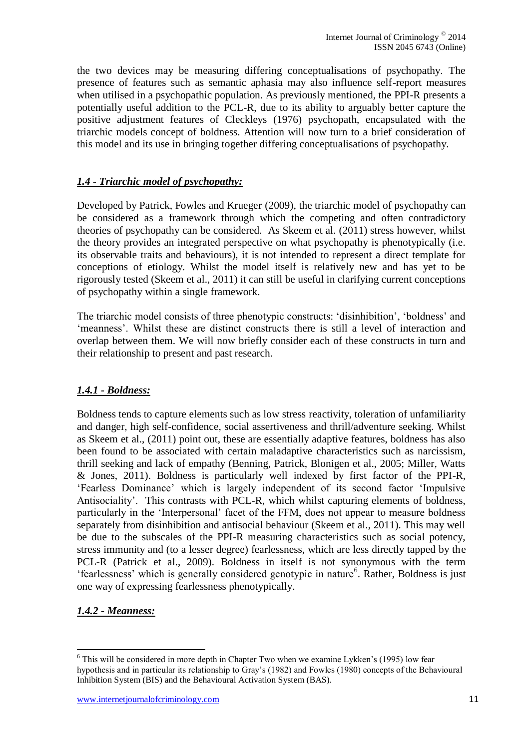the two devices may be measuring differing conceptualisations of psychopathy. The presence of features such as semantic aphasia may also influence self-report measures when utilised in a psychopathic population. As previously mentioned, the PPI-R presents a potentially useful addition to the PCL-R, due to its ability to arguably better capture the positive adjustment features of Cleckleys (1976) psychopath, encapsulated with the triarchic models concept of boldness. Attention will now turn to a brief consideration of this model and its use in bringing together differing conceptualisations of psychopathy.

### *1.4 - Triarchic model of psychopathy:*

Developed by Patrick, Fowles and Krueger (2009), the triarchic model of psychopathy can be considered as a framework through which the competing and often contradictory theories of psychopathy can be considered. As Skeem et al. (2011) stress however, whilst the theory provides an integrated perspective on what psychopathy is phenotypically (i.e. its observable traits and behaviours), it is not intended to represent a direct template for conceptions of etiology. Whilst the model itself is relatively new and has yet to be rigorously tested (Skeem et al., 2011) it can still be useful in clarifying current conceptions of psychopathy within a single framework.

The triarchic model consists of three phenotypic constructs: 'disinhibition', 'boldness' and 'meanness'. Whilst these are distinct constructs there is still a level of interaction and overlap between them. We will now briefly consider each of these constructs in turn and their relationship to present and past research.

#### *1.4.1 - Boldness:*

Boldness tends to capture elements such as low stress reactivity, toleration of unfamiliarity and danger, high self-confidence, social assertiveness and thrill/adventure seeking. Whilst as Skeem et al., (2011) point out, these are essentially adaptive features, boldness has also been found to be associated with certain maladaptive characteristics such as narcissism, thrill seeking and lack of empathy (Benning, Patrick, Blonigen et al., 2005; Miller, Watts & Jones, 2011). Boldness is particularly well indexed by first factor of the PPI-R, 'Fearless Dominance' which is largely independent of its second factor 'Impulsive Antisociality'. This contrasts with PCL-R, which whilst capturing elements of boldness, particularly in the 'Interpersonal' facet of the FFM, does not appear to measure boldness separately from disinhibition and antisocial behaviour (Skeem et al., 2011). This may well be due to the subscales of the PPI-R measuring characteristics such as social potency, stress immunity and (to a lesser degree) fearlessness, which are less directly tapped by the PCL-R (Patrick et al., 2009). Boldness in itself is not synonymous with the term 'fearlessness' which is generally considered genotypic in nature[6]. Rather, Boldness is just one way of expressing fearlessness phenotypically.

#### *1.4.2 - Meanness:*

[6] This will be considered in more depth in Chapter Two when we examine Lykken's (1995) low fear hypothesis and in particular its relationship to Gray's (1982) and Fowles (1980) concepts of the Behavioural Inhibition System (BIS) and the Behavioural Activation System (BAS).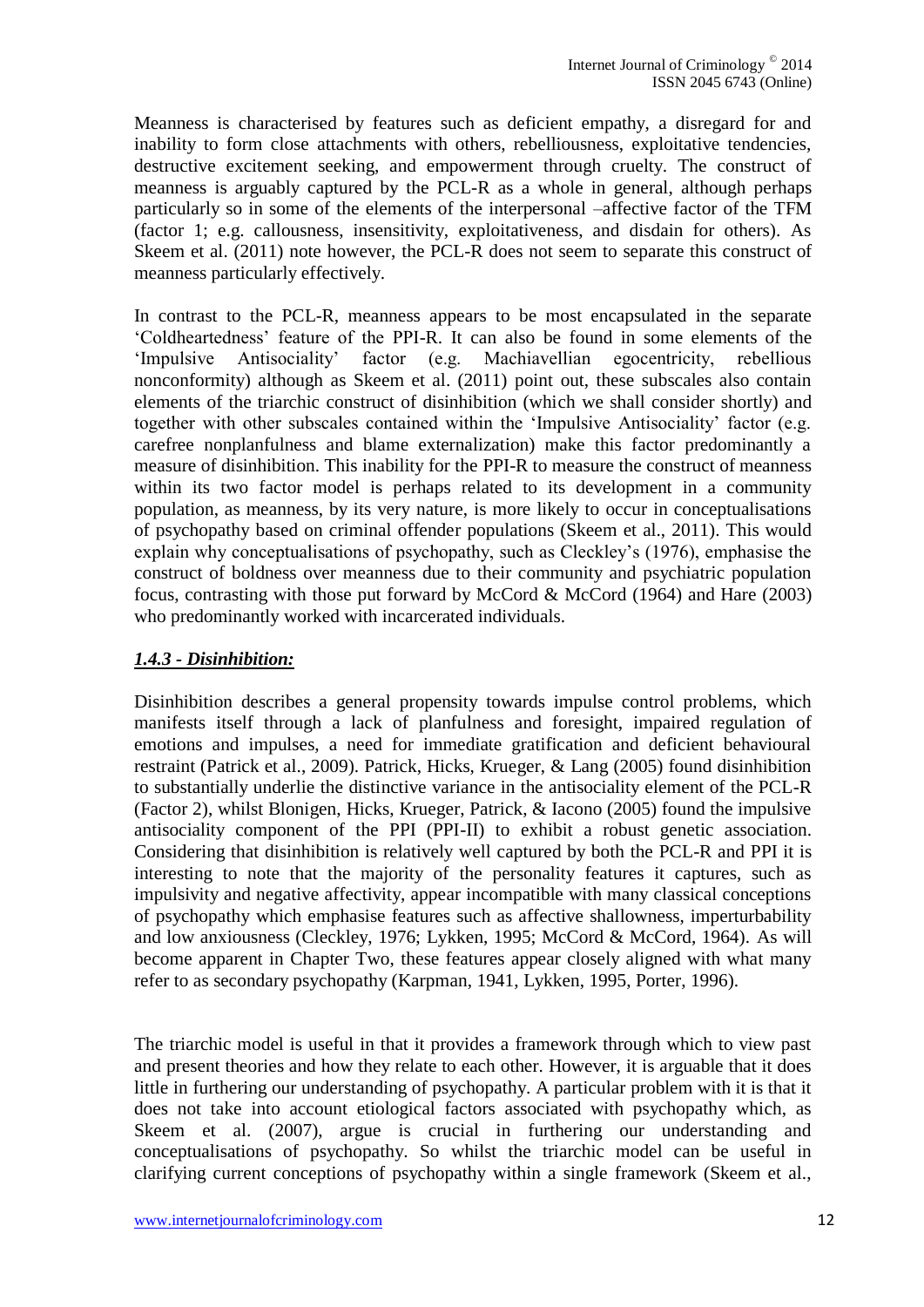Meanness is characterised by features such as deficient empathy, a disregard for and inability to form close attachments with others, rebelliousness, exploitative tendencies, destructive excitement seeking, and empowerment through cruelty. The construct of meanness is arguably captured by the PCL-R as a whole in general, although perhaps particularly so in some of the elements of the interpersonal –affective factor of the TFM (factor 1; e.g. callousness, insensitivity, exploitativeness, and disdain for others). As Skeem et al. (2011) note however, the PCL-R does not seem to separate this construct of meanness particularly effectively.

In contrast to the PCL-R, meanness appears to be most encapsulated in the separate 'Coldheartedness' feature of the PPI-R. It can also be found in some elements of the 'Impulsive Antisociality' factor (e.g. Machiavellian egocentricity, rebellious nonconformity) although as Skeem et al. (2011) point out, these subscales also contain elements of the triarchic construct of disinhibition (which we shall consider shortly) and together with other subscales contained within the 'Impulsive Antisociality' factor (e.g. carefree nonplanfulness and blame externalization) make this factor predominantly a measure of disinhibition. This inability for the PPI-R to measure the construct of meanness within its two factor model is perhaps related to its development in a community population, as meanness, by its very nature, is more likely to occur in conceptualisations of psychopathy based on criminal offender populations (Skeem et al., 2011). This would explain why conceptualisations of psychopathy, such as Cleckley's (1976), emphasise the construct of boldness over meanness due to their community and psychiatric population focus, contrasting with those put forward by McCord & McCord (1964) and Hare (2003) who predominantly worked with incarcerated individuals.

### ***1.4.3 - Disinhibition:***

Disinhibition describes a general propensity towards impulse control problems, which manifests itself through a lack of planfulness and foresight, impaired regulation of emotions and impulses, a need for immediate gratification and deficient behavioural restraint (Patrick et al., 2009). Patrick, Hicks, Krueger, & Lang (2005) found disinhibition to substantially underlie the distinctive variance in the antisociality element of the PCL-R (Factor 2), whilst Blonigen, Hicks, Krueger, Patrick, & Iacono (2005) found the impulsive antisociality component of the PPI (PPI-II) to exhibit a robust genetic association. Considering that disinhibition is relatively well captured by both the PCL-R and PPI it is interesting to note that the majority of the personality features it captures, such as impulsivity and negative affectivity, appear incompatible with many classical conceptions of psychopathy which emphasise features such as affective shallowness, imperturbability and low anxiousness (Cleckley, 1976; Lykken, 1995; McCord & McCord, 1964). As will become apparent in Chapter Two, these features appear closely aligned with what many refer to as secondary psychopathy (Karpman, 1941, Lykken, 1995, Porter, 1996).

The triarchic model is useful in that it provides a framework through which to view past and present theories and how they relate to each other. However, it is arguable that it does little in furthering our understanding of psychopathy. A particular problem with it is that it does not take into account etiological factors associated with psychopathy which, as Skeem et al. (2007), argue is crucial in furthering our understanding and conceptualisations of psychopathy. So whilst the triarchic model can be useful in clarifying current conceptions of psychopathy within a single framework (Skeem et al.,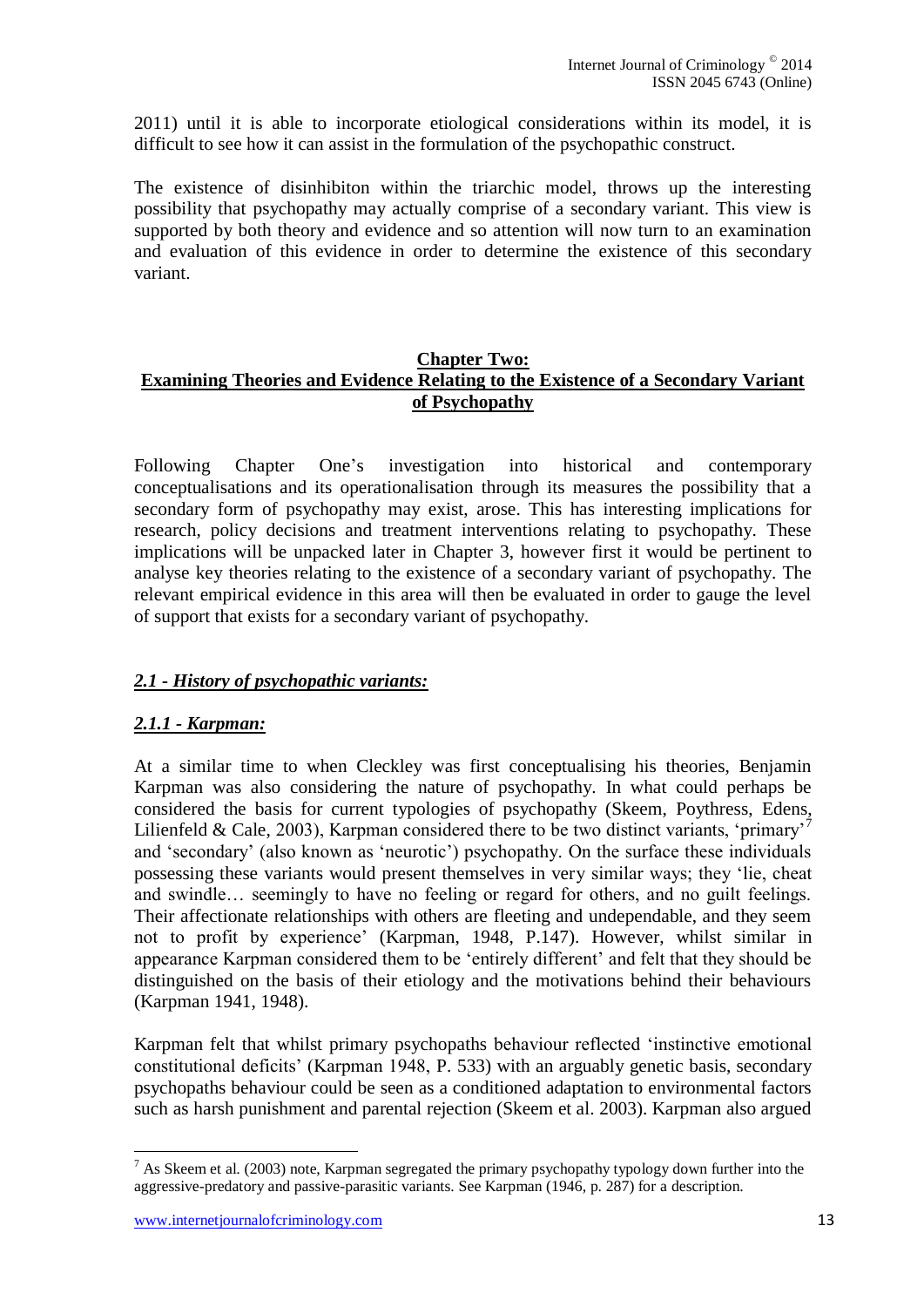2011) until it is able to incorporate etiological considerations within its model, it is difficult to see how it can assist in the formulation of the psychopathic construct.

The existence of disinhibiton within the triarchic model, throws up the interesting possibility that psychopathy may actually comprise of a secondary variant. This view is supported by both theory and evidence and so attention will now turn to an examination and evaluation of this evidence in order to determine the existence of this secondary variant.

## Chapter Two: Examining Theories and Evidence Relating to the Existence of a Secondary Variant of Psychopathy

Following Chapter One's investigation into historical and contemporary conceptualisations and its operationalisation through its measures the possibility that a secondary form of psychopathy may exist, arose. This has interesting implications for research, policy decisions and treatment interventions relating to psychopathy. These implications will be unpacked later in Chapter 3, however first it would be pertinent to analyse key theories relating to the existence of a secondary variant of psychopathy. The relevant empirical evidence in this area will then be evaluated in order to gauge the level of support that exists for a secondary variant of psychopathy.

### *2.1 - History of psychopathic variants:*

#### *2.1.1 - Karpman:*

At a similar time to when Cleckley was first conceptualising his theories, Benjamin Karpman was also considering the nature of psychopathy. In what could perhaps be considered the basis for current typologies of psychopathy (Skeem, Poythress, Edens, Lilienfeld & Cale, 2003), Karpman considered there to be two distinct variants, 'primary'[7] and 'secondary' (also known as 'neurotic') psychopathy. On the surface these individuals possessing these variants would present themselves in very similar ways; they 'lie, cheat and swindle… seemingly to have no feeling or regard for others, and no guilt feelings. Their affectionate relationships with others are fleeting and undependable, and they seem not to profit by experience' (Karpman, 1948, P.147). However, whilst similar in appearance Karpman considered them to be 'entirely different' and felt that they should be distinguished on the basis of their etiology and the motivations behind their behaviours (Karpman 1941, 1948).

Karpman felt that whilst primary psychopaths behaviour reflected 'instinctive emotional constitutional deficits' (Karpman 1948, P. 533) with an arguably genetic basis, secondary psychopaths behaviour could be seen as a conditioned adaptation to environmental factors such as harsh punishment and parental rejection (Skeem et al. 2003). Karpman also argued

[7] As Skeem et al. (2003) note, Karpman segregated the primary psychopathy typology down further into the aggressive-predatory and passive-parasitic variants. See Karpman (1946, p. 287) for a description.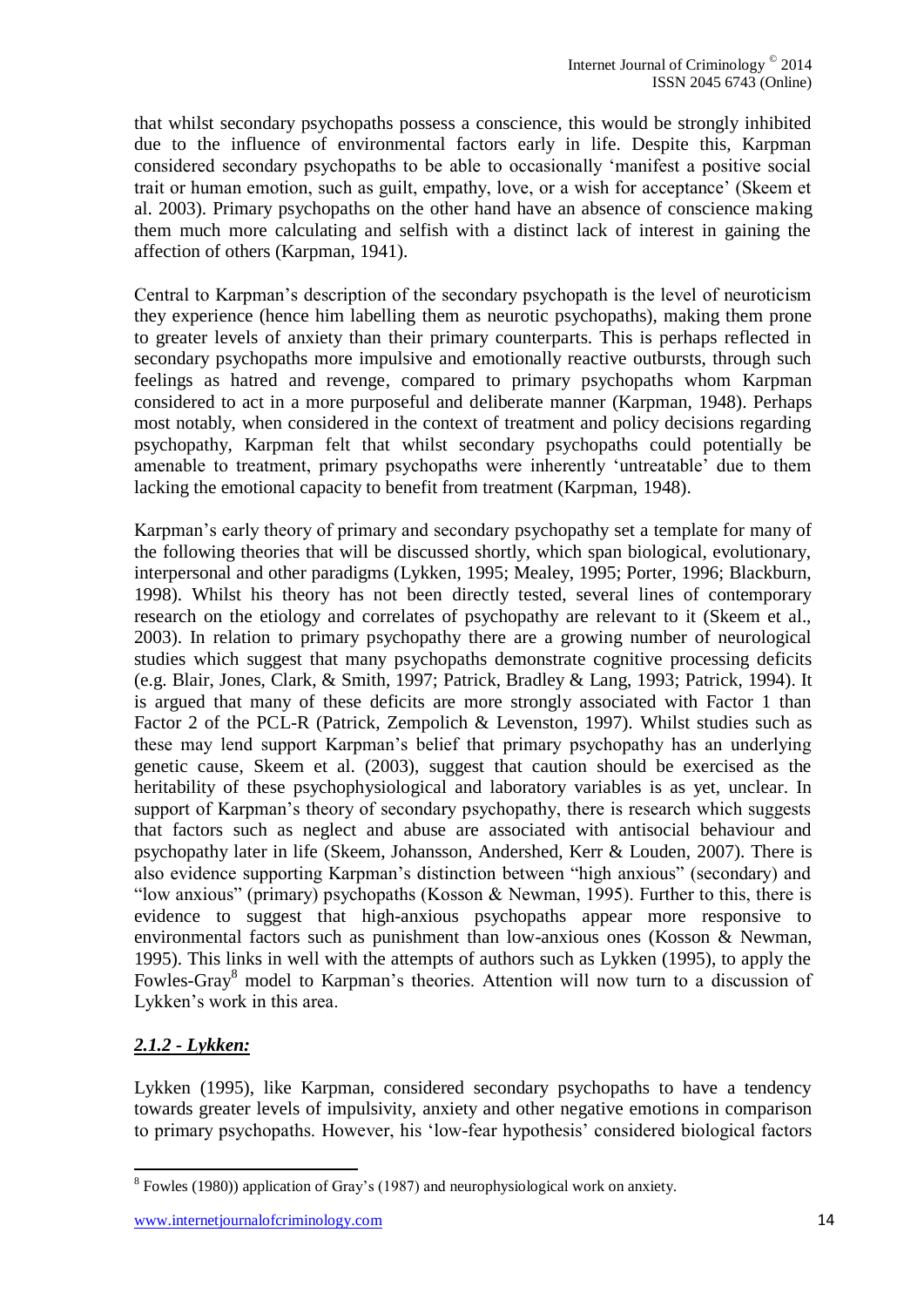that whilst secondary psychopaths possess a conscience, this would be strongly inhibited due to the influence of environmental factors early in life. Despite this, Karpman considered secondary psychopaths to be able to occasionally 'manifest a positive social trait or human emotion, such as guilt, empathy, love, or a wish for acceptance' (Skeem et al. 2003). Primary psychopaths on the other hand have an absence of conscience making them much more calculating and selfish with a distinct lack of interest in gaining the affection of others (Karpman, 1941).

Central to Karpman's description of the secondary psychopath is the level of neuroticism they experience (hence him labelling them as neurotic psychopaths), making them prone to greater levels of anxiety than their primary counterparts. This is perhaps reflected in secondary psychopaths more impulsive and emotionally reactive outbursts, through such feelings as hatred and revenge, compared to primary psychopaths whom Karpman considered to act in a more purposeful and deliberate manner (Karpman, 1948). Perhaps most notably, when considered in the context of treatment and policy decisions regarding psychopathy, Karpman felt that whilst secondary psychopaths could potentially be amenable to treatment, primary psychopaths were inherently 'untreatable' due to them lacking the emotional capacity to benefit from treatment (Karpman, 1948).

Karpman's early theory of primary and secondary psychopathy set a template for many of the following theories that will be discussed shortly, which span biological, evolutionary, interpersonal and other paradigms (Lykken, 1995; Mealey, 1995; Porter, 1996; Blackburn, 1998). Whilst his theory has not been directly tested, several lines of contemporary research on the etiology and correlates of psychopathy are relevant to it (Skeem et al., 2003). In relation to primary psychopathy there are a growing number of neurological studies which suggest that many psychopaths demonstrate cognitive processing deficits (e.g. Blair, Jones, Clark, & Smith, 1997; Patrick, Bradley & Lang, 1993; Patrick, 1994). It is argued that many of these deficits are more strongly associated with Factor 1 than Factor 2 of the PCL-R (Patrick, Zempolich & Levenston, 1997). Whilst studies such as these may lend support Karpman's belief that primary psychopathy has an underlying genetic cause, Skeem et al. (2003), suggest that caution should be exercised as the heritability of these psychophysiological and laboratory variables is as yet, unclear. In support of Karpman's theory of secondary psychopathy, there is research which suggests that factors such as neglect and abuse are associated with antisocial behaviour and psychopathy later in life (Skeem, Johansson, Andershed, Kerr & Louden, 2007). There is also evidence supporting Karpman's distinction between "high anxious" (secondary) and "low anxious" (primary) psychopaths (Kosson & Newman, 1995). Further to this, there is evidence to suggest that high-anxious psychopaths appear more responsive to environmental factors such as punishment than low-anxious ones (Kosson & Newman, 1995). This links in well with the attempts of authors such as Lykken (1995), to apply the Fowles-Gray[8] model to Karpman's theories. Attention will now turn to a discussion of Lykken's work in this area.

### ***2.1.2 - Lykken:***

Lykken (1995), like Karpman, considered secondary psychopaths to have a tendency towards greater levels of impulsivity, anxiety and other negative emotions in comparison to primary psychopaths. However, his 'low-fear hypothesis' considered biological factors

---

[8] Fowles (1980)) application of Gray's (1987) and neurophysiological work on anxiety.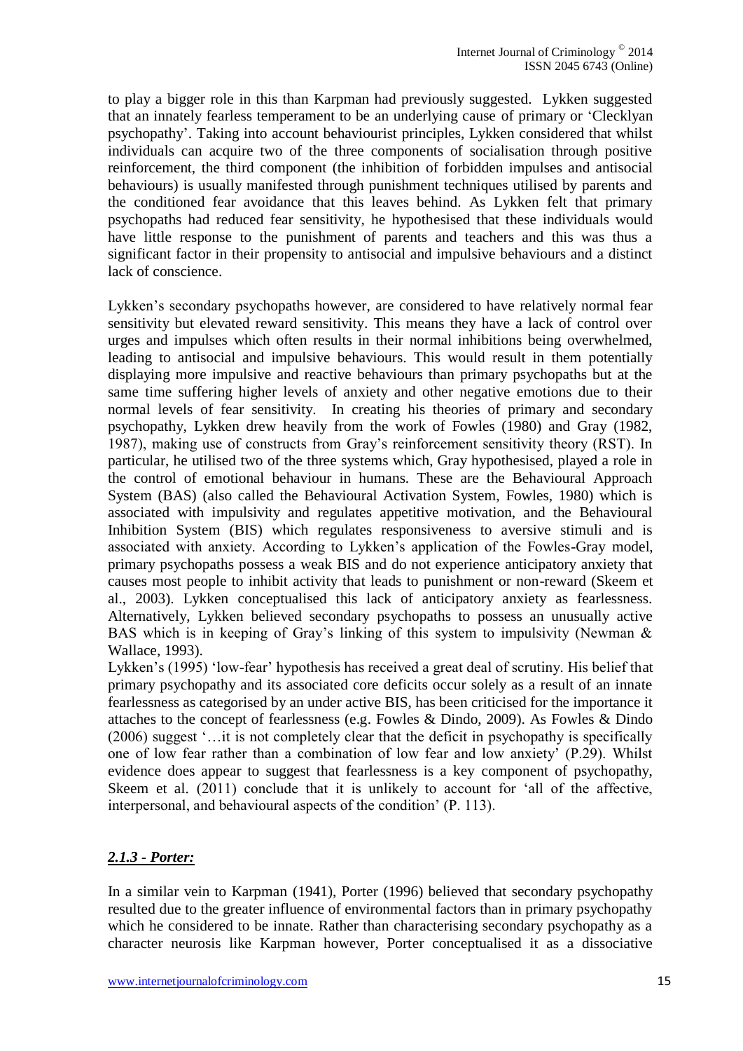to play a bigger role in this than Karpman had previously suggested. Lykken suggested that an innately fearless temperament to be an underlying cause of primary or 'Clecklyan psychopathy'. Taking into account behaviourist principles, Lykken considered that whilst individuals can acquire two of the three components of socialisation through positive reinforcement, the third component (the inhibition of forbidden impulses and antisocial behaviours) is usually manifested through punishment techniques utilised by parents and the conditioned fear avoidance that this leaves behind. As Lykken felt that primary psychopaths had reduced fear sensitivity, he hypothesised that these individuals would have little response to the punishment of parents and teachers and this was thus a significant factor in their propensity to antisocial and impulsive behaviours and a distinct lack of conscience.

Lykken's secondary psychopaths however, are considered to have relatively normal fear sensitivity but elevated reward sensitivity. This means they have a lack of control over urges and impulses which often results in their normal inhibitions being overwhelmed, leading to antisocial and impulsive behaviours. This would result in them potentially displaying more impulsive and reactive behaviours than primary psychopaths but at the same time suffering higher levels of anxiety and other negative emotions due to their normal levels of fear sensitivity. In creating his theories of primary and secondary psychopathy, Lykken drew heavily from the work of Fowles (1980) and Gray (1982, 1987), making use of constructs from Gray's reinforcement sensitivity theory (RST). In particular, he utilised two of the three systems which, Gray hypothesised, played a role in the control of emotional behaviour in humans. These are the Behavioural Approach System (BAS) (also called the Behavioural Activation System, Fowles, 1980) which is associated with impulsivity and regulates appetitive motivation, and the Behavioural Inhibition System (BIS) which regulates responsiveness to aversive stimuli and is associated with anxiety. According to Lykken's application of the Fowles-Gray model, primary psychopaths possess a weak BIS and do not experience anticipatory anxiety that causes most people to inhibit activity that leads to punishment or non-reward (Skeem et al., 2003). Lykken conceptualised this lack of anticipatory anxiety as fearlessness. Alternatively, Lykken believed secondary psychopaths to possess an unusually active BAS which is in keeping of Gray's linking of this system to impulsivity (Newman & Wallace, 1993).

Lykken's (1995) 'low-fear' hypothesis has received a great deal of scrutiny. His belief that primary psychopathy and its associated core deficits occur solely as a result of an innate fearlessness as categorised by an under active BIS, has been criticised for the importance it attaches to the concept of fearlessness (e.g. Fowles & Dindo, 2009). As Fowles & Dindo (2006) suggest '…it is not completely clear that the deficit in psychopathy is specifically one of low fear rather than a combination of low fear and low anxiety' (P.29). Whilst evidence does appear to suggest that fearlessness is a key component of psychopathy, Skeem et al. (2011) conclude that it is unlikely to account for 'all of the affective, interpersonal, and behavioural aspects of the condition' (P. 113).

### *2.1.3 - Porter:*

In a similar vein to Karpman (1941), Porter (1996) believed that secondary psychopathy resulted due to the greater influence of environmental factors than in primary psychopathy which he considered to be innate. Rather than characterising secondary psychopathy as a character neurosis like Karpman however, Porter conceptualised it as a dissociative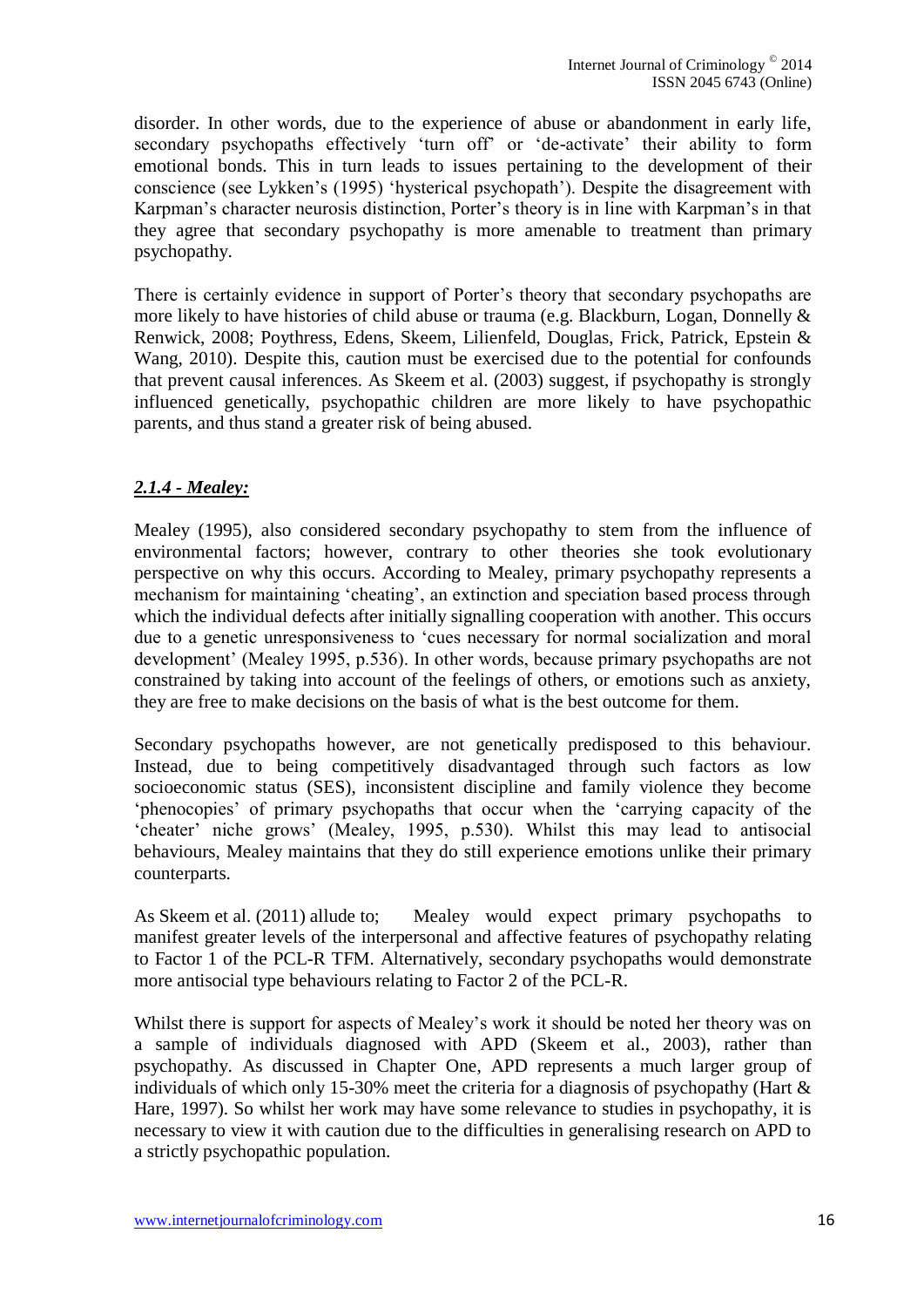disorder. In other words, due to the experience of abuse or abandonment in early life, secondary psychopaths effectively 'turn off' or 'de-activate' their ability to form emotional bonds. This in turn leads to issues pertaining to the development of their conscience (see Lykken's (1995) 'hysterical psychopath'). Despite the disagreement with Karpman's character neurosis distinction, Porter's theory is in line with Karpman's in that they agree that secondary psychopathy is more amenable to treatment than primary psychopathy.

There is certainly evidence in support of Porter's theory that secondary psychopaths are more likely to have histories of child abuse or trauma (e.g. Blackburn, Logan, Donnelly & Renwick, 2008; Poythress, Edens, Skeem, Lilienfeld, Douglas, Frick, Patrick, Epstein & Wang, 2010). Despite this, caution must be exercised due to the potential for confounds that prevent causal inferences. As Skeem et al. (2003) suggest, if psychopathy is strongly influenced genetically, psychopathic children are more likely to have psychopathic parents, and thus stand a greater risk of being abused.

### *2.1.4 - Mealey:*

Mealey (1995), also considered secondary psychopathy to stem from the influence of environmental factors; however, contrary to other theories she took evolutionary perspective on why this occurs. According to Mealey, primary psychopathy represents a mechanism for maintaining 'cheating', an extinction and speciation based process through which the individual defects after initially signalling cooperation with another. This occurs due to a genetic unresponsiveness to 'cues necessary for normal socialization and moral development' (Mealey 1995, p.536). In other words, because primary psychopaths are not constrained by taking into account of the feelings of others, or emotions such as anxiety, they are free to make decisions on the basis of what is the best outcome for them.

Secondary psychopaths however, are not genetically predisposed to this behaviour. Instead, due to being competitively disadvantaged through such factors as low socioeconomic status (SES), inconsistent discipline and family violence they become 'phenocopies' of primary psychopaths that occur when the 'carrying capacity of the 'cheater' niche grows' (Mealey, 1995, p.530). Whilst this may lead to antisocial behaviours, Mealey maintains that they do still experience emotions unlike their primary counterparts.

As Skeem et al. (2011) allude to; Mealey would expect primary psychopaths to manifest greater levels of the interpersonal and affective features of psychopathy relating to Factor 1 of the PCL-R TFM. Alternatively, secondary psychopaths would demonstrate more antisocial type behaviours relating to Factor 2 of the PCL-R.

Whilst there is support for aspects of Mealey's work it should be noted her theory was on a sample of individuals diagnosed with APD (Skeem et al., 2003), rather than psychopathy. As discussed in Chapter One, APD represents a much larger group of individuals of which only 15-30% meet the criteria for a diagnosis of psychopathy (Hart & Hare, 1997). So whilst her work may have some relevance to studies in psychopathy, it is necessary to view it with caution due to the difficulties in generalising research on APD to a strictly psychopathic population.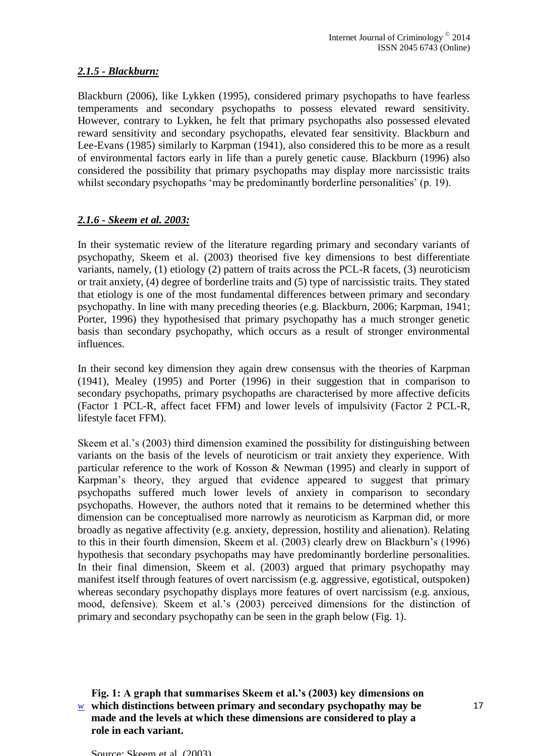### *2.1.5 - Blackburn:*

Blackburn (2006), like Lykken (1995), considered primary psychopaths to have fearless temperaments and secondary psychopaths to possess elevated reward sensitivity. However, contrary to Lykken, he felt that primary psychopaths also possessed elevated reward sensitivity and secondary psychopaths, elevated fear sensitivity. Blackburn and Lee-Evans (1985) similarly to Karpman (1941), also considered this to be more as a result of environmental factors early in life than a purely genetic cause. Blackburn (1996) also considered the possibility that primary psychopaths may display more narcissistic traits whilst secondary psychopaths 'may be predominantly borderline personalities' (p. 19).

### *2.1.6 - Skeem et al. 2003:*

In their systematic review of the literature regarding primary and secondary variants of psychopathy, Skeem et al. (2003) theorised five key dimensions to best differentiate variants, namely, (1) etiology (2) pattern of traits across the PCL-R facets, (3) neuroticism or trait anxiety, (4) degree of borderline traits and (5) type of narcissistic traits. They stated that etiology is one of the most fundamental differences between primary and secondary psychopathy. In line with many preceding theories (e.g. Blackburn, 2006; Karpman, 1941; Porter, 1996) they hypothesised that primary psychopathy has a much stronger genetic basis than secondary psychopathy, which occurs as a result of stronger environmental influences.

In their second key dimension they again drew consensus with the theories of Karpman (1941), Mealey (1995) and Porter (1996) in their suggestion that in comparison to secondary psychopaths, primary psychopaths are characterised by more affective deficits (Factor 1 PCL-R, affect facet FFM) and lower levels of impulsivity (Factor 2 PCL-R, lifestyle facet FFM).

Skeem et al.'s (2003) third dimension examined the possibility for distinguishing between variants on the basis of the levels of neuroticism or trait anxiety they experience. With particular reference to the work of Kosson & Newman (1995) and clearly in support of Karpman's theory, they argued that evidence appeared to suggest that primary psychopaths suffered much lower levels of anxiety in comparison to secondary psychopaths. However, the authors noted that it remains to be determined whether this dimension can be conceptualised more narrowly as neuroticism as Karpman did, or more broadly as negative affectivity (e.g. anxiety, depression, hostility and alienation). Relating to this in their fourth dimension, Skeem et al. (2003) clearly drew on Blackburn's (1996) hypothesis that secondary psychopaths may have predominantly borderline personalities. In their final dimension, Skeem et al. (2003) argued that primary psychopathy may manifest itself through features of overt narcissism (e.g. aggressive, egotistical, outspoken) whereas secondary psychopathy displays more features of overt narcissism (e.g. anxious, mood, defensive). Skeem et al.'s (2003) perceived dimensions for the distinction of primary and secondary psychopathy can be seen in the graph below (Fig. 1).

**Fig. 1: A graph that summarises Skeem et al.'s (2003) key dimensions on which distinctions between primary and secondary psychopathy may be made and the levels at which these dimensions are considered to play a role in each variant.**

Source: Skeem et al. (2003)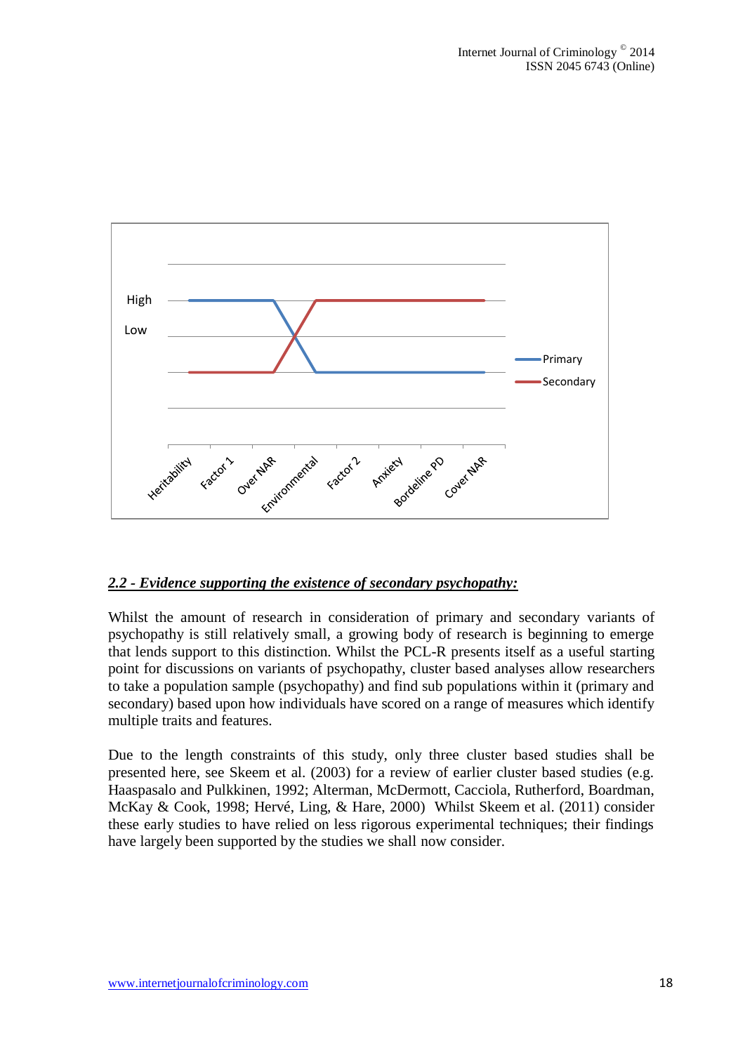## *2.2 - Evidence supporting the existence of secondary psychopathy:*

Whilst the amount of research in consideration of primary and secondary variants of psychopathy is still relatively small, a growing body of research is beginning to emerge that lends support to this distinction. Whilst the PCL-R presents itself as a useful starting point for discussions on variants of psychopathy, cluster based analyses allow researchers to take a population sample (psychopathy) and find sub populations within it (primary and secondary) based upon how individuals have scored on a range of measures which identify multiple traits and features.

Due to the length constraints of this study, only three cluster based studies shall be presented here, see Skeem et al. (2003) for a review of earlier cluster based studies (e.g. Haaspasalo and Pulkkinen, 1992; Alterman, McDermott, Cacciola, Rutherford, Boardman, McKay & Cook, 1998; Hervé, Ling, & Hare, 2000) Whilst Skeem et al. (2011) consider these early studies to have relied on less rigorous experimental techniques; their findings have largely been supported by the studies we shall now consider.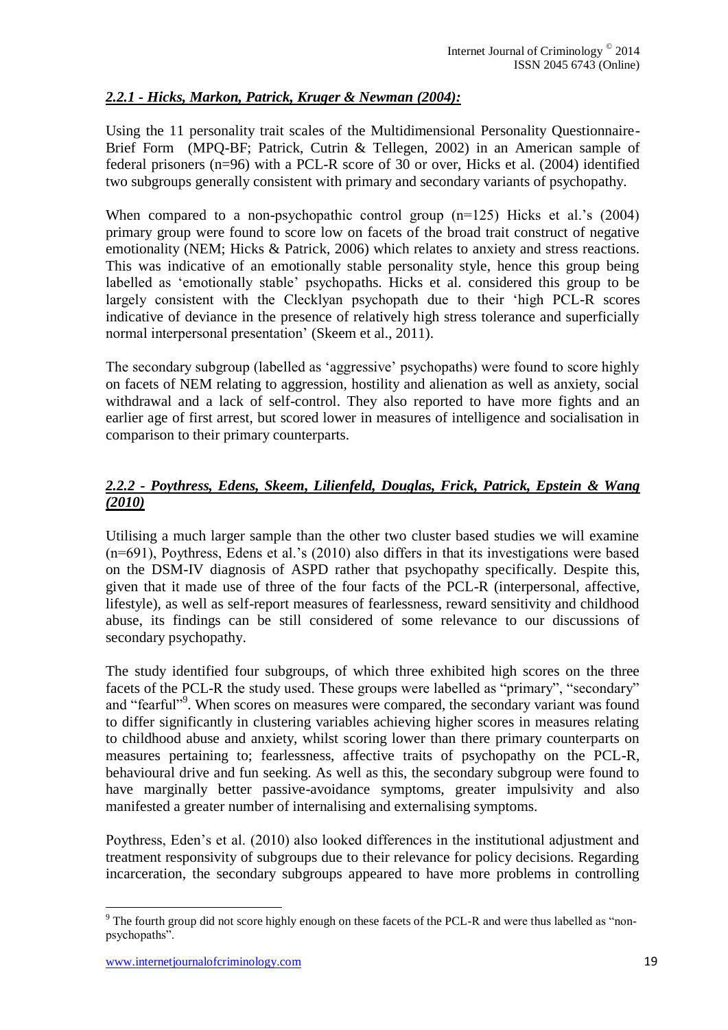### *2.2.1 - Hicks, Markon, Patrick, Kruger & Newman (2004):*

Using the 11 personality trait scales of the Multidimensional Personality Questionnaire-Brief Form (MPQ-BF; Patrick, Cutrin & Tellegen, 2002) in an American sample of federal prisoners (n=96) with a PCL-R score of 30 or over, Hicks et al. (2004) identified two subgroups generally consistent with primary and secondary variants of psychopathy.

When compared to a non-psychopathic control group (n=125) Hicks et al.'s (2004) primary group were found to score low on facets of the broad trait construct of negative emotionality (NEM; Hicks & Patrick, 2006) which relates to anxiety and stress reactions. This was indicative of an emotionally stable personality style, hence this group being labelled as 'emotionally stable' psychopaths. Hicks et al. considered this group to be largely consistent with the Clecklyan psychopath due to their 'high PCL-R scores indicative of deviance in the presence of relatively high stress tolerance and superficially normal interpersonal presentation' (Skeem et al., 2011).

The secondary subgroup (labelled as 'aggressive' psychopaths) were found to score highly on facets of NEM relating to aggression, hostility and alienation as well as anxiety, social withdrawal and a lack of self-control. They also reported to have more fights and an earlier age of first arrest, but scored lower in measures of intelligence and socialisation in comparison to their primary counterparts.

### *2.2.2 - Poythress, Edens, Skeem, Lilienfeld, Douglas, Frick, Patrick, Epstein & Wang (2010)*

Utilising a much larger sample than the other two cluster based studies we will examine (n=691), Poythress, Edens et al.'s (2010) also differs in that its investigations were based on the DSM-IV diagnosis of ASPD rather that psychopathy specifically. Despite this, given that it made use of three of the four facts of the PCL-R (interpersonal, affective, lifestyle), as well as self-report measures of fearlessness, reward sensitivity and childhood abuse, its findings can be still considered of some relevance to our discussions of secondary psychopathy.

The study identified four subgroups, of which three exhibited high scores on the three facets of the PCL-R the study used. These groups were labelled as "primary", "secondary" and "fearful"[9]. When scores on measures were compared, the secondary variant was found to differ significantly in clustering variables achieving higher scores in measures relating to childhood abuse and anxiety, whilst scoring lower than there primary counterparts on measures pertaining to; fearlessness, affective traits of psychopathy on the PCL-R, behavioural drive and fun seeking. As well as this, the secondary subgroup were found to have marginally better passive-avoidance symptoms, greater impulsivity and also manifested a greater number of internalising and externalising symptoms.

Poythress, Eden's et al. (2010) also looked differences in the institutional adjustment and treatment responsivity of subgroups due to their relevance for policy decisions. Regarding incarceration, the secondary subgroups appeared to have more problems in controlling

[9] The fourth group did not score highly enough on these facets of the PCL-R and were thus labelled as "non-psychopaths".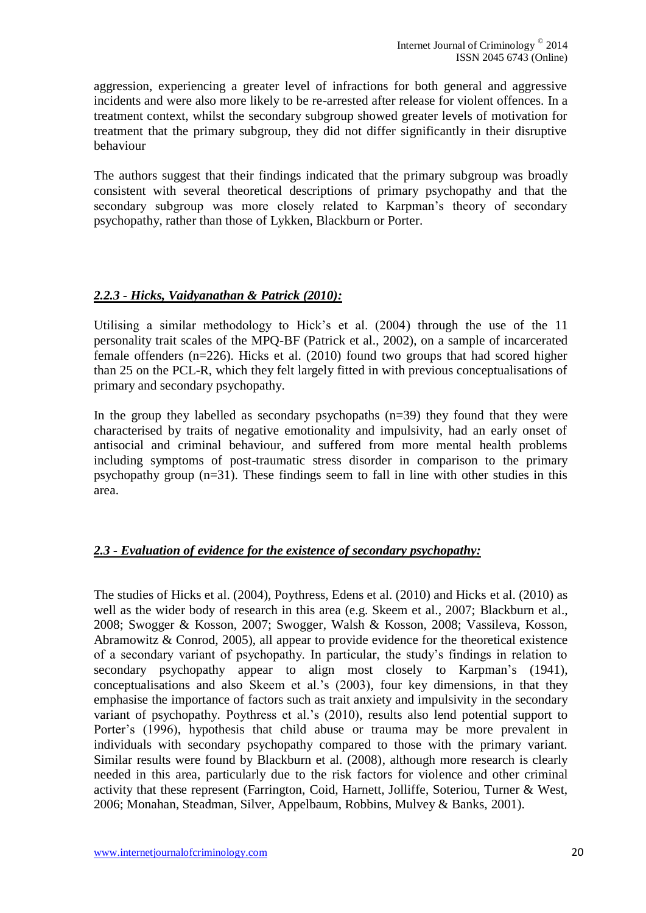aggression, experiencing a greater level of infractions for both general and aggressive incidents and were also more likely to be re-arrested after release for violent offences. In a treatment context, whilst the secondary subgroup showed greater levels of motivation for treatment that the primary subgroup, they did not differ significantly in their disruptive behaviour

The authors suggest that their findings indicated that the primary subgroup was broadly consistent with several theoretical descriptions of primary psychopathy and that the secondary subgroup was more closely related to Karpman's theory of secondary psychopathy, rather than those of Lykken, Blackburn or Porter.

### *2.2.3 - Hicks, Vaidyanathan & Patrick (2010):*

Utilising a similar methodology to Hick's et al. (2004) through the use of the 11 personality trait scales of the MPQ-BF (Patrick et al., 2002), on a sample of incarcerated female offenders (n=226). Hicks et al. (2010) found two groups that had scored higher than 25 on the PCL-R, which they felt largely fitted in with previous conceptualisations of primary and secondary psychopathy.

In the group they labelled as secondary psychopaths (n=39) they found that they were characterised by traits of negative emotionality and impulsivity, had an early onset of antisocial and criminal behaviour, and suffered from more mental health problems including symptoms of post-traumatic stress disorder in comparison to the primary psychopathy group (n=31). These findings seem to fall in line with other studies in this area.

## *2.3 - Evaluation of evidence for the existence of secondary psychopathy:*

The studies of Hicks et al. (2004), Poythress, Edens et al. (2010) and Hicks et al. (2010) as well as the wider body of research in this area (e.g. Skeem et al., 2007; Blackburn et al., 2008; Swogger & Kosson, 2007; Swogger, Walsh & Kosson, 2008; Vassileva, Kosson, Abramowitz & Conrod, 2005), all appear to provide evidence for the theoretical existence of a secondary variant of psychopathy. In particular, the study's findings in relation to secondary psychopathy appear to align most closely to Karpman's (1941), conceptualisations and also Skeem et al.'s (2003), four key dimensions, in that they emphasise the importance of factors such as trait anxiety and impulsivity in the secondary variant of psychopathy. Poythress et al.'s (2010), results also lend potential support to Porter's (1996), hypothesis that child abuse or trauma may be more prevalent in individuals with secondary psychopathy compared to those with the primary variant. Similar results were found by Blackburn et al. (2008), although more research is clearly needed in this area, particularly due to the risk factors for violence and other criminal activity that these represent (Farrington, Coid, Harnett, Jolliffe, Soteriou, Turner & West, 2006; Monahan, Steadman, Silver, Appelbaum, Robbins, Mulvey & Banks, 2001).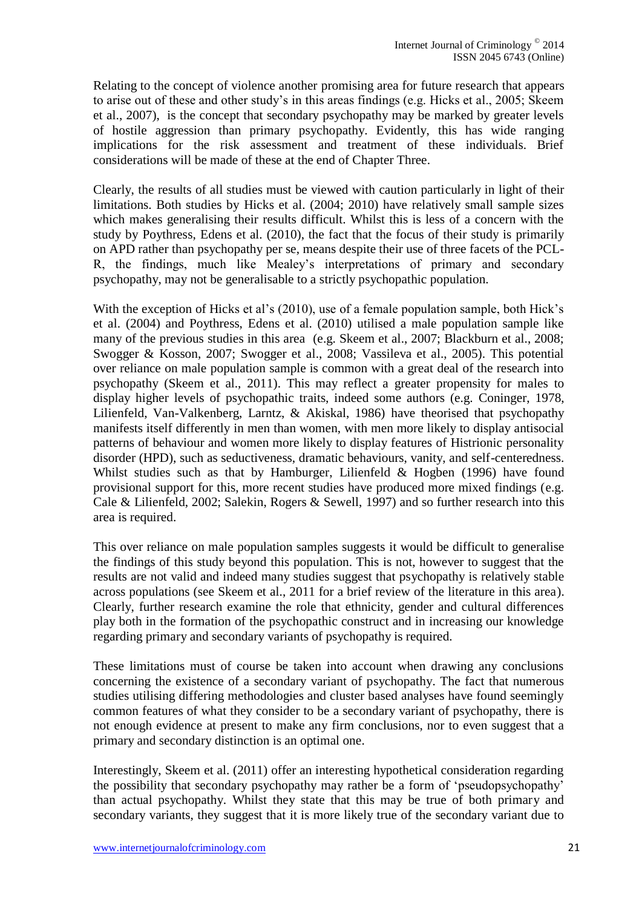Relating to the concept of violence another promising area for future research that appears to arise out of these and other study's in this areas findings (e.g. Hicks et al., 2005; Skeem et al., 2007), is the concept that secondary psychopathy may be marked by greater levels of hostile aggression than primary psychopathy. Evidently, this has wide ranging implications for the risk assessment and treatment of these individuals. Brief considerations will be made of these at the end of Chapter Three.

Clearly, the results of all studies must be viewed with caution particularly in light of their limitations. Both studies by Hicks et al. (2004; 2010) have relatively small sample sizes which makes generalising their results difficult. Whilst this is less of a concern with the study by Poythress, Edens et al. (2010), the fact that the focus of their study is primarily on APD rather than psychopathy per se, means despite their use of three facets of the PCL-R, the findings, much like Mealey's interpretations of primary and secondary psychopathy, may not be generalisable to a strictly psychopathic population.

With the exception of Hicks et al's (2010), use of a female population sample, both Hick's et al. (2004) and Poythress, Edens et al. (2010) utilised a male population sample like many of the previous studies in this area (e.g. Skeem et al., 2007; Blackburn et al., 2008; Swogger & Kosson, 2007; Swogger et al., 2008; Vassileva et al., 2005). This potential over reliance on male population sample is common with a great deal of the research into psychopathy (Skeem et al., 2011). This may reflect a greater propensity for males to display higher levels of psychopathic traits, indeed some authors (e.g. Coninger, 1978, Lilienfeld, Van-Valkenberg, Larntz, & Akiskal, 1986) have theorised that psychopathy manifests itself differently in men than women, with men more likely to display antisocial patterns of behaviour and women more likely to display features of Histrionic personality disorder (HPD), such as seductiveness, dramatic behaviours, vanity, and self-centeredness. Whilst studies such as that by Hamburger, Lilienfeld & Hogben (1996) have found provisional support for this, more recent studies have produced more mixed findings (e.g. Cale & Lilienfeld, 2002; Salekin, Rogers & Sewell, 1997) and so further research into this area is required.

This over reliance on male population samples suggests it would be difficult to generalise the findings of this study beyond this population. This is not, however to suggest that the results are not valid and indeed many studies suggest that psychopathy is relatively stable across populations (see Skeem et al., 2011 for a brief review of the literature in this area). Clearly, further research examine the role that ethnicity, gender and cultural differences play both in the formation of the psychopathic construct and in increasing our knowledge regarding primary and secondary variants of psychopathy is required.

These limitations must of course be taken into account when drawing any conclusions concerning the existence of a secondary variant of psychopathy. The fact that numerous studies utilising differing methodologies and cluster based analyses have found seemingly common features of what they consider to be a secondary variant of psychopathy, there is not enough evidence at present to make any firm conclusions, nor to even suggest that a primary and secondary distinction is an optimal one.

Interestingly, Skeem et al. (2011) offer an interesting hypothetical consideration regarding the possibility that secondary psychopathy may rather be a form of 'pseudopsychopathy' than actual psychopathy. Whilst they state that this may be true of both primary and secondary variants, they suggest that it is more likely true of the secondary variant due to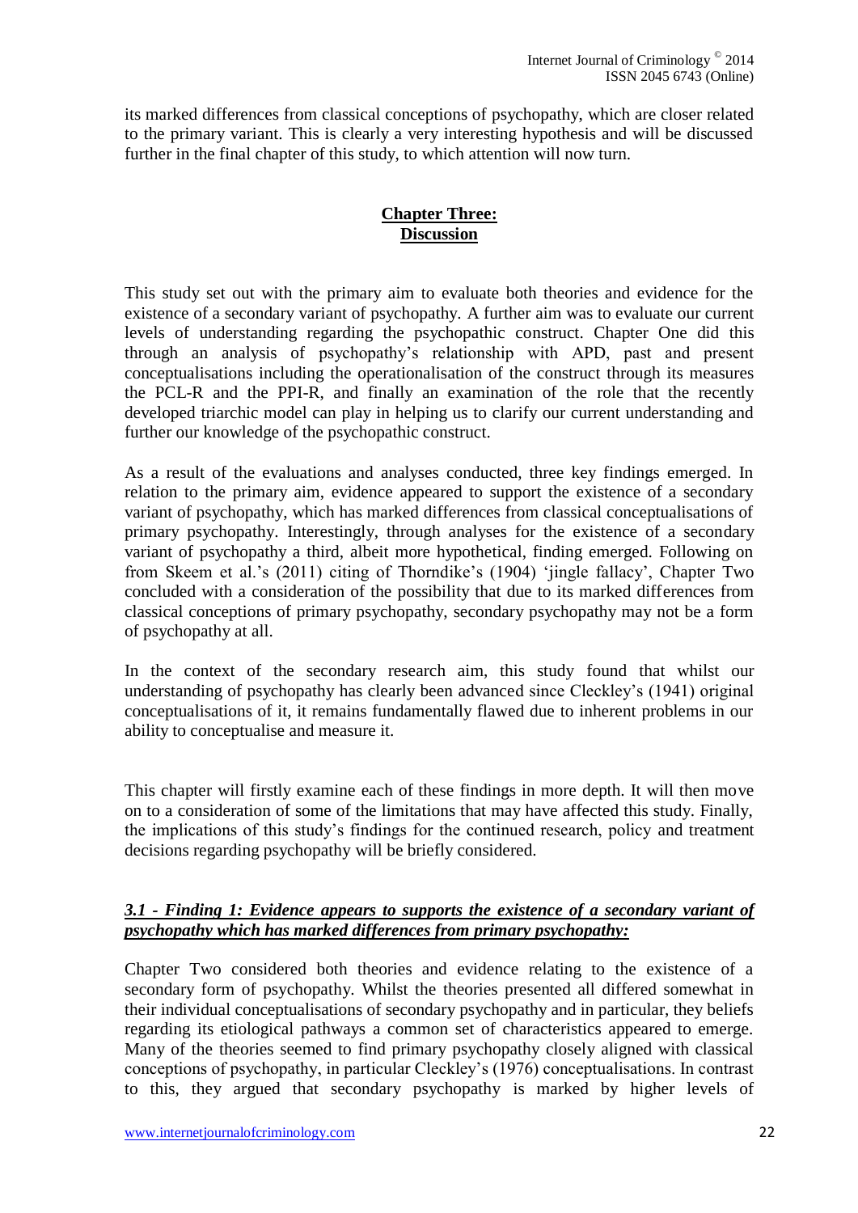its marked differences from classical conceptions of psychopathy, which are closer related to the primary variant. This is clearly a very interesting hypothesis and will be discussed further in the final chapter of this study, to which attention will now turn.

## Chapter Three: Discussion

This study set out with the primary aim to evaluate both theories and evidence for the existence of a secondary variant of psychopathy. A further aim was to evaluate our current levels of understanding regarding the psychopathic construct. Chapter One did this through an analysis of psychopathy's relationship with APD, past and present conceptualisations including the operationalisation of the construct through its measures the PCL-R and the PPI-R, and finally an examination of the role that the recently developed triarchic model can play in helping us to clarify our current understanding and further our knowledge of the psychopathic construct.

As a result of the evaluations and analyses conducted, three key findings emerged. In relation to the primary aim, evidence appeared to support the existence of a secondary variant of psychopathy, which has marked differences from classical conceptualisations of primary psychopathy. Interestingly, through analyses for the existence of a secondary variant of psychopathy a third, albeit more hypothetical, finding emerged. Following on from Skeem et al.'s (2011) citing of Thorndike's (1904) 'jingle fallacy', Chapter Two concluded with a consideration of the possibility that due to its marked differences from classical conceptions of primary psychopathy, secondary psychopathy may not be a form of psychopathy at all.

In the context of the secondary research aim, this study found that whilst our understanding of psychopathy has clearly been advanced since Cleckley's (1941) original conceptualisations of it, it remains fundamentally flawed due to inherent problems in our ability to conceptualise and measure it.

This chapter will firstly examine each of these findings in more depth. It will then move on to a consideration of some of the limitations that may have affected this study. Finally, the implications of this study's findings for the continued research, policy and treatment decisions regarding psychopathy will be briefly considered.

### *3.1 - Finding 1: Evidence appears to supports the existence of a secondary variant of psychopathy which has marked differences from primary psychopathy:*

Chapter Two considered both theories and evidence relating to the existence of a secondary form of psychopathy. Whilst the theories presented all differed somewhat in their individual conceptualisations of secondary psychopathy and in particular, they beliefs regarding its etiological pathways a common set of characteristics appeared to emerge. Many of the theories seemed to find primary psychopathy closely aligned with classical conceptions of psychopathy, in particular Cleckley's (1976) conceptualisations. In contrast to this, they argued that secondary psychopathy is marked by higher levels of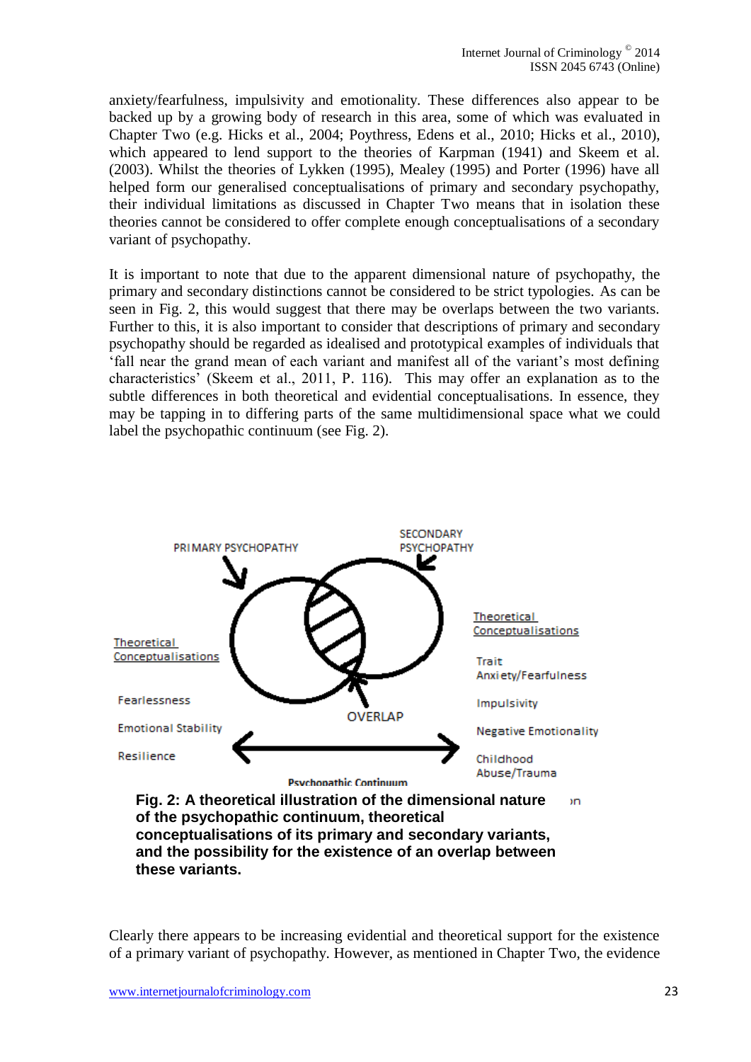anxiety/fearfulness, impulsivity and emotionality. These differences also appear to be backed up by a growing body of research in this area, some of which was evaluated in Chapter Two (e.g. Hicks et al., 2004; Poythress, Edens et al., 2010; Hicks et al., 2010), which appeared to lend support to the theories of Karpman (1941) and Skeem et al. (2003). Whilst the theories of Lykken (1995), Mealey (1995) and Porter (1996) have all helped form our generalised conceptualisations of primary and secondary psychopathy, their individual limitations as discussed in Chapter Two means that in isolation these theories cannot be considered to offer complete enough conceptualisations of a secondary variant of psychopathy.

It is important to note that due to the apparent dimensional nature of psychopathy, the primary and secondary distinctions cannot be considered to be strict typologies. As can be seen in Fig. 2, this would suggest that there may be overlaps between the two variants. Further to this, it is also important to consider that descriptions of primary and secondary psychopathy should be regarded as idealised and prototypical examples of individuals that 'fall near the grand mean of each variant and manifest all of the variant's most defining characteristics' (Skeem et al., 2011, P. 116). This may offer an explanation as to the subtle differences in both theoretical and evidential conceptualisations. In essence, they may be tapping in to differing parts of the same multidimensional space what we could label the psychopathic continuum (see Fig. 2).

PRIMARY PSYCHOPATHY

SECONDARY PSYCHOPATHY

Theoretical Conceptualisations

Fearlessness

Emotional Stability

Resilience

OVERLAP

Theoretical Conceptualisations

Trait Anxiety/Fearfulness

Impulsivity

Negative Emotionality

Childhood Abuse/Trauma

Psychopathic Continuum

**Fig. 2: A theoretical illustration of the dimensional nature of the psychopathic continuum, theoretical conceptualisations of its primary and secondary variants, and the possibility for the existence of an overlap between these variants.**

Clearly there appears to be increasing evidential and theoretical support for the existence of a primary variant of psychopathy. However, as mentioned in Chapter Two, the evidence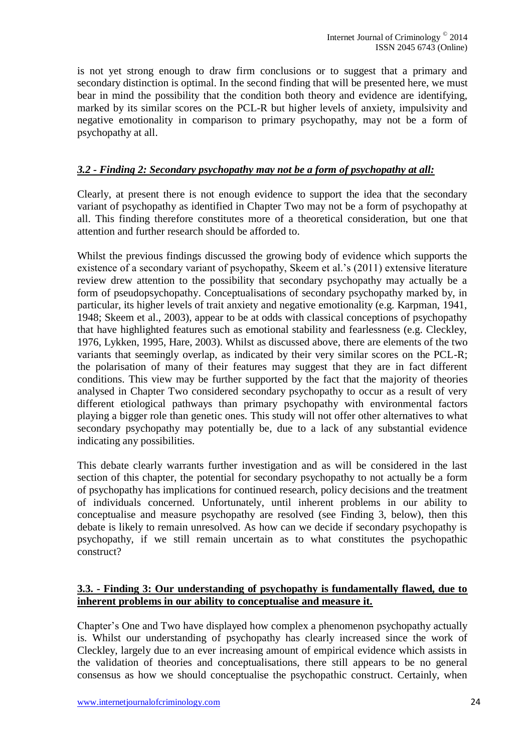is not yet strong enough to draw firm conclusions or to suggest that a primary and secondary distinction is optimal. In the second finding that will be presented here, we must bear in mind the possibility that the condition both theory and evidence are identifying, marked by its similar scores on the PCL-R but higher levels of anxiety, impulsivity and negative emotionality in comparison to primary psychopathy, may not be a form of psychopathy at all.

### *3.2 - Finding 2: Secondary psychopathy may not be a form of psychopathy at all:*

Clearly, at present there is not enough evidence to support the idea that the secondary variant of psychopathy as identified in Chapter Two may not be a form of psychopathy at all. This finding therefore constitutes more of a theoretical consideration, but one that attention and further research should be afforded to.

Whilst the previous findings discussed the growing body of evidence which supports the existence of a secondary variant of psychopathy, Skeem et al.'s (2011) extensive literature review drew attention to the possibility that secondary psychopathy may actually be a form of pseudopsychopathy. Conceptualisations of secondary psychopathy marked by, in particular, its higher levels of trait anxiety and negative emotionality (e.g. Karpman, 1941, 1948; Skeem et al., 2003), appear to be at odds with classical conceptions of psychopathy that have highlighted features such as emotional stability and fearlessness (e.g. Cleckley, 1976, Lykken, 1995, Hare, 2003). Whilst as discussed above, there are elements of the two variants that seemingly overlap, as indicated by their very similar scores on the PCL-R; the polarisation of many of their features may suggest that they are in fact different conditions. This view may be further supported by the fact that the majority of theories analysed in Chapter Two considered secondary psychopathy to occur as a result of very different etiological pathways than primary psychopathy with environmental factors playing a bigger role than genetic ones. This study will not offer other alternatives to what secondary psychopathy may potentially be, due to a lack of any substantial evidence indicating any possibilities.

This debate clearly warrants further investigation and as will be considered in the last section of this chapter, the potential for secondary psychopathy to not actually be a form of psychopathy has implications for continued research, policy decisions and the treatment of individuals concerned. Unfortunately, until inherent problems in our ability to conceptualise and measure psychopathy are resolved (see Finding 3, below), then this debate is likely to remain unresolved. As how can we decide if secondary psychopathy is psychopathy, if we still remain uncertain as to what constitutes the psychopathic construct?

### **3.3. - Finding 3: Our understanding of psychopathy is fundamentally flawed, due to inherent problems in our ability to conceptualise and measure it.**

Chapter's One and Two have displayed how complex a phenomenon psychopathy actually is. Whilst our understanding of psychopathy has clearly increased since the work of Cleckley, largely due to an ever increasing amount of empirical evidence which assists in the validation of theories and conceptualisations, there still appears to be no general consensus as how we should conceptualise the psychopathic construct. Certainly, when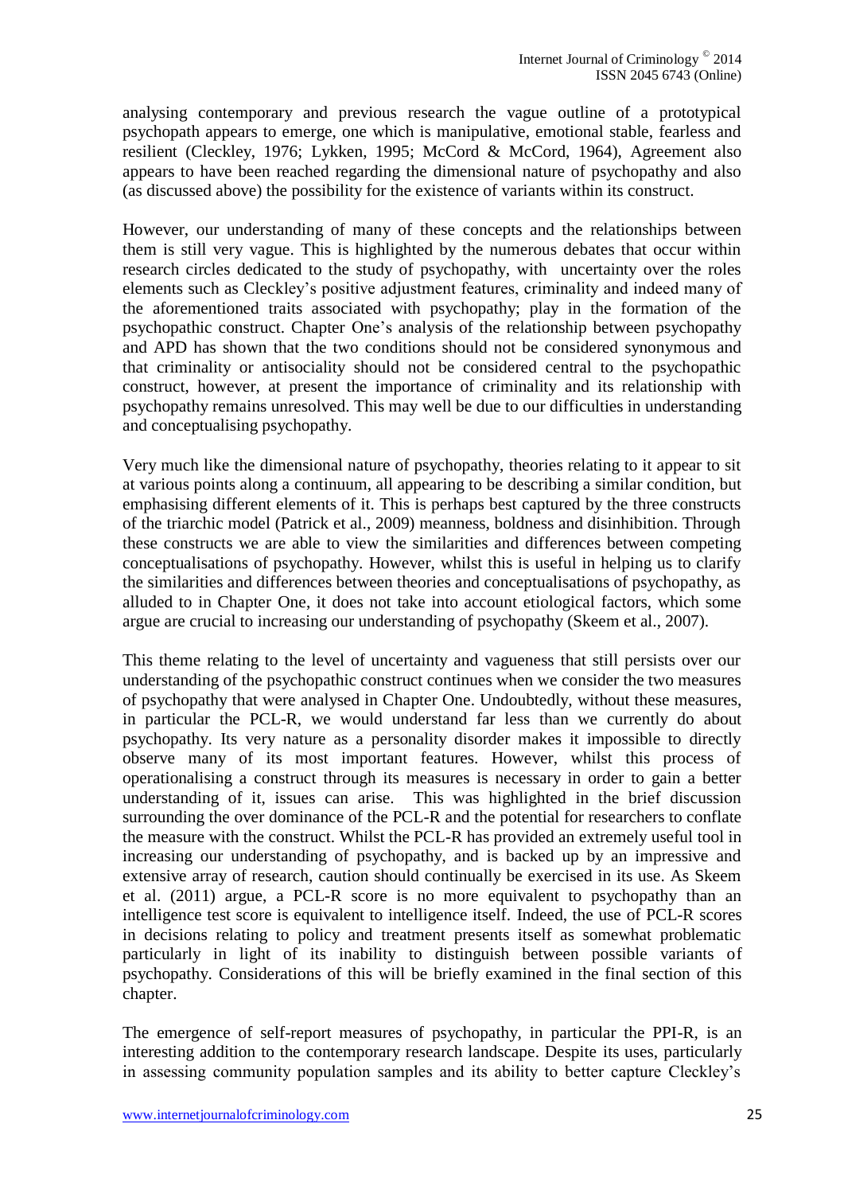analysing contemporary and previous research the vague outline of a prototypical psychopath appears to emerge, one which is manipulative, emotional stable, fearless and resilient (Cleckley, 1976; Lykken, 1995; McCord & McCord, 1964), Agreement also appears to have been reached regarding the dimensional nature of psychopathy and also (as discussed above) the possibility for the existence of variants within its construct.

However, our understanding of many of these concepts and the relationships between them is still very vague. This is highlighted by the numerous debates that occur within research circles dedicated to the study of psychopathy, with uncertainty over the roles elements such as Cleckley's positive adjustment features, criminality and indeed many of the aforementioned traits associated with psychopathy; play in the formation of the psychopathic construct. Chapter One's analysis of the relationship between psychopathy and APD has shown that the two conditions should not be considered synonymous and that criminality or antisociality should not be considered central to the psychopathic construct, however, at present the importance of criminality and its relationship with psychopathy remains unresolved. This may well be due to our difficulties in understanding and conceptualising psychopathy.

Very much like the dimensional nature of psychopathy, theories relating to it appear to sit at various points along a continuum, all appearing to be describing a similar condition, but emphasising different elements of it. This is perhaps best captured by the three constructs of the triarchic model (Patrick et al., 2009) meanness, boldness and disinhibition. Through these constructs we are able to view the similarities and differences between competing conceptualisations of psychopathy. However, whilst this is useful in helping us to clarify the similarities and differences between theories and conceptualisations of psychopathy, as alluded to in Chapter One, it does not take into account etiological factors, which some argue are crucial to increasing our understanding of psychopathy (Skeem et al., 2007).

This theme relating to the level of uncertainty and vagueness that still persists over our understanding of the psychopathic construct continues when we consider the two measures of psychopathy that were analysed in Chapter One. Undoubtedly, without these measures, in particular the PCL-R, we would understand far less than we currently do about psychopathy. Its very nature as a personality disorder makes it impossible to directly observe many of its most important features. However, whilst this process of operationalising a construct through its measures is necessary in order to gain a better understanding of it, issues can arise. This was highlighted in the brief discussion surrounding the over dominance of the PCL-R and the potential for researchers to conflate the measure with the construct. Whilst the PCL-R has provided an extremely useful tool in increasing our understanding of psychopathy, and is backed up by an impressive and extensive array of research, caution should continually be exercised in its use. As Skeem et al. (2011) argue, a PCL-R score is no more equivalent to psychopathy than an intelligence test score is equivalent to intelligence itself. Indeed, the use of PCL-R scores in decisions relating to policy and treatment presents itself as somewhat problematic particularly in light of its inability to distinguish between possible variants of psychopathy. Considerations of this will be briefly examined in the final section of this chapter.

The emergence of self-report measures of psychopathy, in particular the PPI-R, is an interesting addition to the contemporary research landscape. Despite its uses, particularly in assessing community population samples and its ability to better capture Cleckley's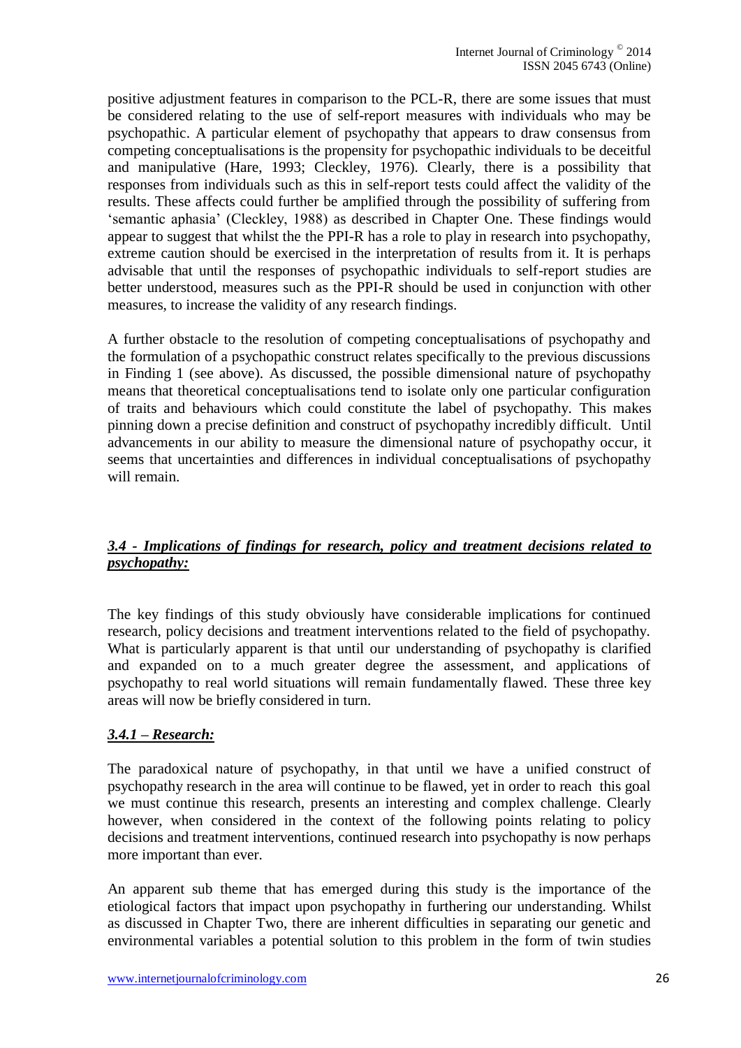positive adjustment features in comparison to the PCL-R, there are some issues that must be considered relating to the use of self-report measures with individuals who may be psychopathic. A particular element of psychopathy that appears to draw consensus from competing conceptualisations is the propensity for psychopathic individuals to be deceitful and manipulative (Hare, 1993; Cleckley, 1976). Clearly, there is a possibility that responses from individuals such as this in self-report tests could affect the validity of the results. These affects could further be amplified through the possibility of suffering from 'semantic aphasia' (Cleckley, 1988) as described in Chapter One. These findings would appear to suggest that whilst the the PPI-R has a role to play in research into psychopathy, extreme caution should be exercised in the interpretation of results from it. It is perhaps advisable that until the responses of psychopathic individuals to self-report studies are better understood, measures such as the PPI-R should be used in conjunction with other measures, to increase the validity of any research findings.

A further obstacle to the resolution of competing conceptualisations of psychopathy and the formulation of a psychopathic construct relates specifically to the previous discussions in Finding 1 (see above). As discussed, the possible dimensional nature of psychopathy means that theoretical conceptualisations tend to isolate only one particular configuration of traits and behaviours which could constitute the label of psychopathy. This makes pinning down a precise definition and construct of psychopathy incredibly difficult. Until advancements in our ability to measure the dimensional nature of psychopathy occur, it seems that uncertainties and differences in individual conceptualisations of psychopathy will remain.

### *3.4 - Implications of findings for research, policy and treatment decisions related to psychopathy:*

The key findings of this study obviously have considerable implications for continued research, policy decisions and treatment interventions related to the field of psychopathy. What is particularly apparent is that until our understanding of psychopathy is clarified and expanded on to a much greater degree the assessment, and applications of psychopathy to real world situations will remain fundamentally flawed. These three key areas will now be briefly considered in turn.

#### *3.4.1 – Research:*

The paradoxical nature of psychopathy, in that until we have a unified construct of psychopathy research in the area will continue to be flawed, yet in order to reach this goal we must continue this research, presents an interesting and complex challenge. Clearly however, when considered in the context of the following points relating to policy decisions and treatment interventions, continued research into psychopathy is now perhaps more important than ever.

An apparent sub theme that has emerged during this study is the importance of the etiological factors that impact upon psychopathy in furthering our understanding. Whilst as discussed in Chapter Two, there are inherent difficulties in separating our genetic and environmental variables a potential solution to this problem in the form of twin studies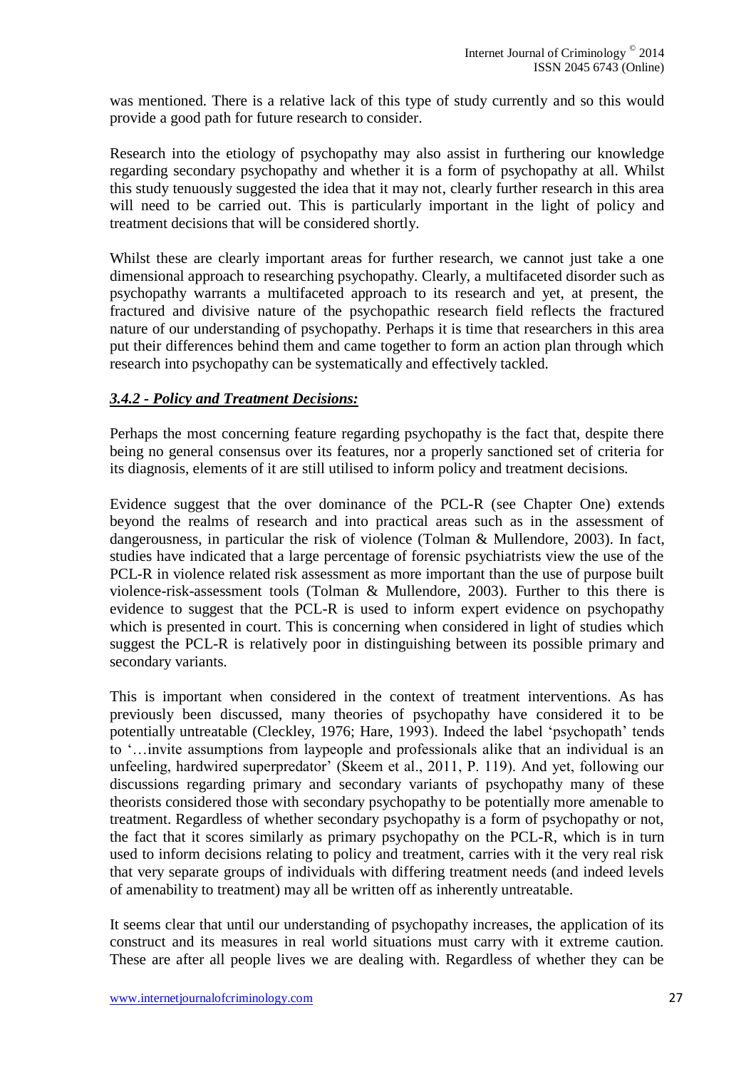was mentioned. There is a relative lack of this type of study currently and so this would provide a good path for future research to consider.

Research into the etiology of psychopathy may also assist in furthering our knowledge regarding secondary psychopathy and whether it is a form of psychopathy at all. Whilst this study tenuously suggested the idea that it may not, clearly further research in this area will need to be carried out. This is particularly important in the light of policy and treatment decisions that will be considered shortly.

Whilst these are clearly important areas for further research, we cannot just take a one dimensional approach to researching psychopathy. Clearly, a multifaceted disorder such as psychopathy warrants a multifaceted approach to its research and yet, at present, the fractured and divisive nature of the psychopathic research field reflects the fractured nature of our understanding of psychopathy. Perhaps it is time that researchers in this area put their differences behind them and came together to form an action plan through which research into psychopathy can be systematically and effectively tackled.

### ***3.4.2 - Policy and Treatment Decisions:***

Perhaps the most concerning feature regarding psychopathy is the fact that, despite there being no general consensus over its features, nor a properly sanctioned set of criteria for its diagnosis, elements of it are still utilised to inform policy and treatment decisions.

Evidence suggest that the over dominance of the PCL-R (see Chapter One) extends beyond the realms of research and into practical areas such as in the assessment of dangerousness, in particular the risk of violence (Tolman & Mullendore, 2003). In fact, studies have indicated that a large percentage of forensic psychiatrists view the use of the PCL-R in violence related risk assessment as more important than the use of purpose built violence-risk-assessment tools (Tolman & Mullendore, 2003). Further to this there is evidence to suggest that the PCL-R is used to inform expert evidence on psychopathy which is presented in court. This is concerning when considered in light of studies which suggest the PCL-R is relatively poor in distinguishing between its possible primary and secondary variants.

This is important when considered in the context of treatment interventions. As has previously been discussed, many theories of psychopathy have considered it to be potentially untreatable (Cleckley, 1976; Hare, 1993). Indeed the label 'psychopath' tends to '…invite assumptions from laypeople and professionals alike that an individual is an unfeeling, hardwired superpredator' (Skeem et al., 2011, P. 119). And yet, following our discussions regarding primary and secondary variants of psychopathy many of these theorists considered those with secondary psychopathy to be potentially more amenable to treatment. Regardless of whether secondary psychopathy is a form of psychopathy or not, the fact that it scores similarly as primary psychopathy on the PCL-R, which is in turn used to inform decisions relating to policy and treatment, carries with it the very real risk that very separate groups of individuals with differing treatment needs (and indeed levels of amenability to treatment) may all be written off as inherently untreatable.

It seems clear that until our understanding of psychopathy increases, the application of its construct and its measures in real world situations must carry with it extreme caution. These are after all people lives we are dealing with. Regardless of whether they can be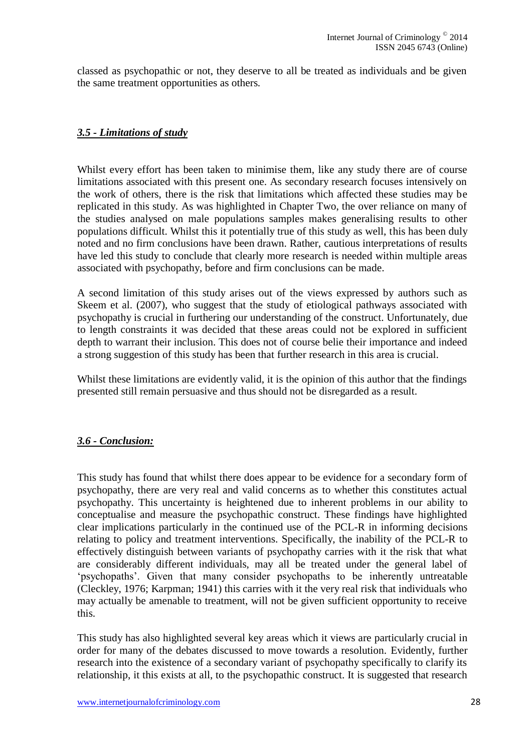classed as psychopathic or not, they deserve to all be treated as individuals and be given the same treatment opportunities as others.

### ***3.5 - Limitations of study***

Whilst every effort has been taken to minimise them, like any study there are of course limitations associated with this present one. As secondary research focuses intensively on the work of others, there is the risk that limitations which affected these studies may be replicated in this study. As was highlighted in Chapter Two, the over reliance on many of the studies analysed on male populations samples makes generalising results to other populations difficult. Whilst this it potentially true of this study as well, this has been duly noted and no firm conclusions have been drawn. Rather, cautious interpretations of results have led this study to conclude that clearly more research is needed within multiple areas associated with psychopathy, before and firm conclusions can be made.

A second limitation of this study arises out of the views expressed by authors such as Skeem et al. (2007), who suggest that the study of etiological pathways associated with psychopathy is crucial in furthering our understanding of the construct. Unfortunately, due to length constraints it was decided that these areas could not be explored in sufficient depth to warrant their inclusion. This does not of course belie their importance and indeed a strong suggestion of this study has been that further research in this area is crucial.

Whilst these limitations are evidently valid, it is the opinion of this author that the findings presented still remain persuasive and thus should not be disregarded as a result.

### ***3.6 - Conclusion:***

This study has found that whilst there does appear to be evidence for a secondary form of psychopathy, there are very real and valid concerns as to whether this constitutes actual psychopathy. This uncertainty is heightened due to inherent problems in our ability to conceptualise and measure the psychopathic construct. These findings have highlighted clear implications particularly in the continued use of the PCL-R in informing decisions relating to policy and treatment interventions. Specifically, the inability of the PCL-R to effectively distinguish between variants of psychopathy carries with it the risk that what are considerably different individuals, may all be treated under the general label of 'psychopaths'. Given that many consider psychopaths to be inherently untreatable (Cleckley, 1976; Karpman; 1941) this carries with it the very real risk that individuals who may actually be amenable to treatment, will not be given sufficient opportunity to receive this.

This study has also highlighted several key areas which it views are particularly crucial in order for many of the debates discussed to move towards a resolution. Evidently, further research into the existence of a secondary variant of psychopathy specifically to clarify its relationship, it this exists at all, to the psychopathic construct. It is suggested that research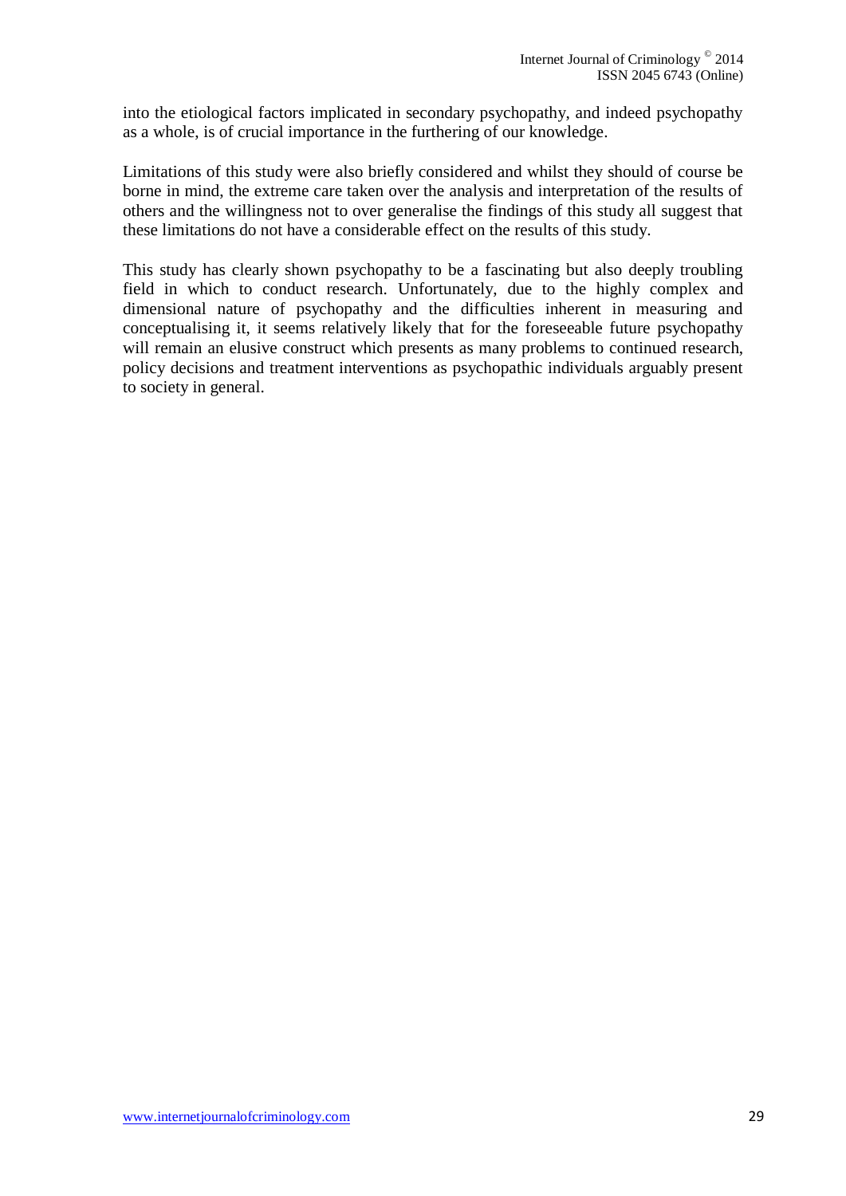into the etiological factors implicated in secondary psychopathy, and indeed psychopathy as a whole, is of crucial importance in the furthering of our knowledge.

Limitations of this study were also briefly considered and whilst they should of course be borne in mind, the extreme care taken over the analysis and interpretation of the results of others and the willingness not to over generalise the findings of this study all suggest that these limitations do not have a considerable effect on the results of this study.

This study has clearly shown psychopathy to be a fascinating but also deeply troubling field in which to conduct research. Unfortunately, due to the highly complex and dimensional nature of psychopathy and the difficulties inherent in measuring and conceptualising it, it seems relatively likely that for the foreseeable future psychopathy will remain an elusive construct which presents as many problems to continued research, policy decisions and treatment interventions as psychopathic individuals arguably present to society in general.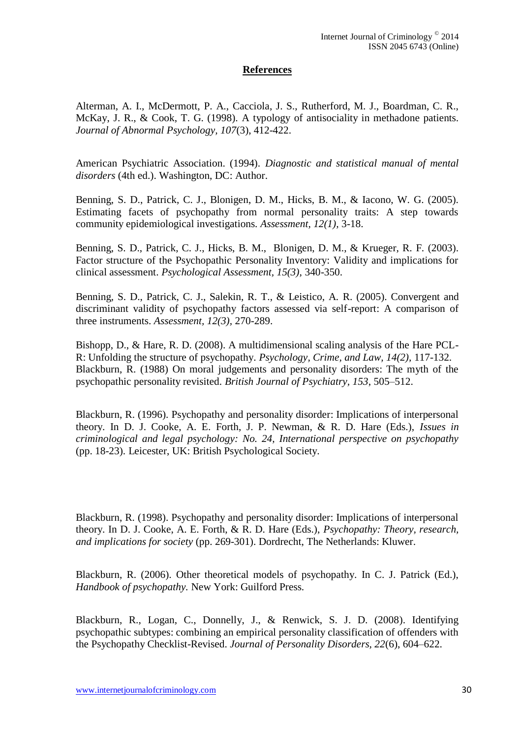## References

Alterman, A. I., McDermott, P. A., Cacciola, J. S., Rutherford, M. J., Boardman, C. R., McKay, J. R., & Cook, T. G. (1998). A typology of antisociality in methadone patients. *Journal of Abnormal Psychology, 107*(3), 412-422.

American Psychiatric Association. (1994). *Diagnostic and statistical manual of mental disorders* (4th ed.). Washington, DC: Author.

Benning, S. D., Patrick, C. J., Blonigen, D. M., Hicks, B. M., & Iacono, W. G. (2005). Estimating facets of psychopathy from normal personality traits: A step towards community epidemiological investigations. *Assessment, 12(1)*, 3-18.

Benning, S. D., Patrick, C. J., Hicks, B. M., Blonigen, D. M., & Krueger, R. F. (2003). Factor structure of the Psychopathic Personality Inventory: Validity and implications for clinical assessment. *Psychological Assessment, 15(3),* 340-350.

Benning, S. D., Patrick, C. J., Salekin, R. T., & Leistico, A. R. (2005). Convergent and discriminant validity of psychopathy factors assessed via self-report: A comparison of three instruments. *Assessment, 12(3)*, 270-289.

Bishopp, D., & Hare, R. D. (2008). A multidimensional scaling analysis of the Hare PCL-R: Unfolding the structure of psychopathy. *Psychology, Crime, and Law, 14(2),* 117-132.
Blackburn, R. (1988) On moral judgements and personality disorders: The myth of the psychopathic personality revisited. *British Journal of Psychiatry, 153*, 505–512.

Blackburn, R. (1996). Psychopathy and personality disorder: Implications of interpersonal theory. In D. J. Cooke, A. E. Forth, J. P. Newman, & R. D. Hare (Eds.), *Issues in criminological and legal psychology: No. 24, International perspective on psychopathy* (pp. 18-23). Leicester, UK: British Psychological Society.

Blackburn, R. (1998). Psychopathy and personality disorder: Implications of interpersonal theory. In D. J. Cooke, A. E. Forth, & R. D. Hare (Eds.), *Psychopathy: Theory, research, and implications for society* (pp. 269-301). Dordrecht, The Netherlands: Kluwer.

Blackburn, R. (2006). Other theoretical models of psychopathy. In C. J. Patrick (Ed.), *Handbook of psychopathy.* New York: Guilford Press.

Blackburn, R., Logan, C., Donnelly, J., & Renwick, S. J. D. (2008). Identifying psychopathic subtypes: combining an empirical personality classification of offenders with the Psychopathy Checklist-Revised. *Journal of Personality Disorders, 22*(6), 604–622.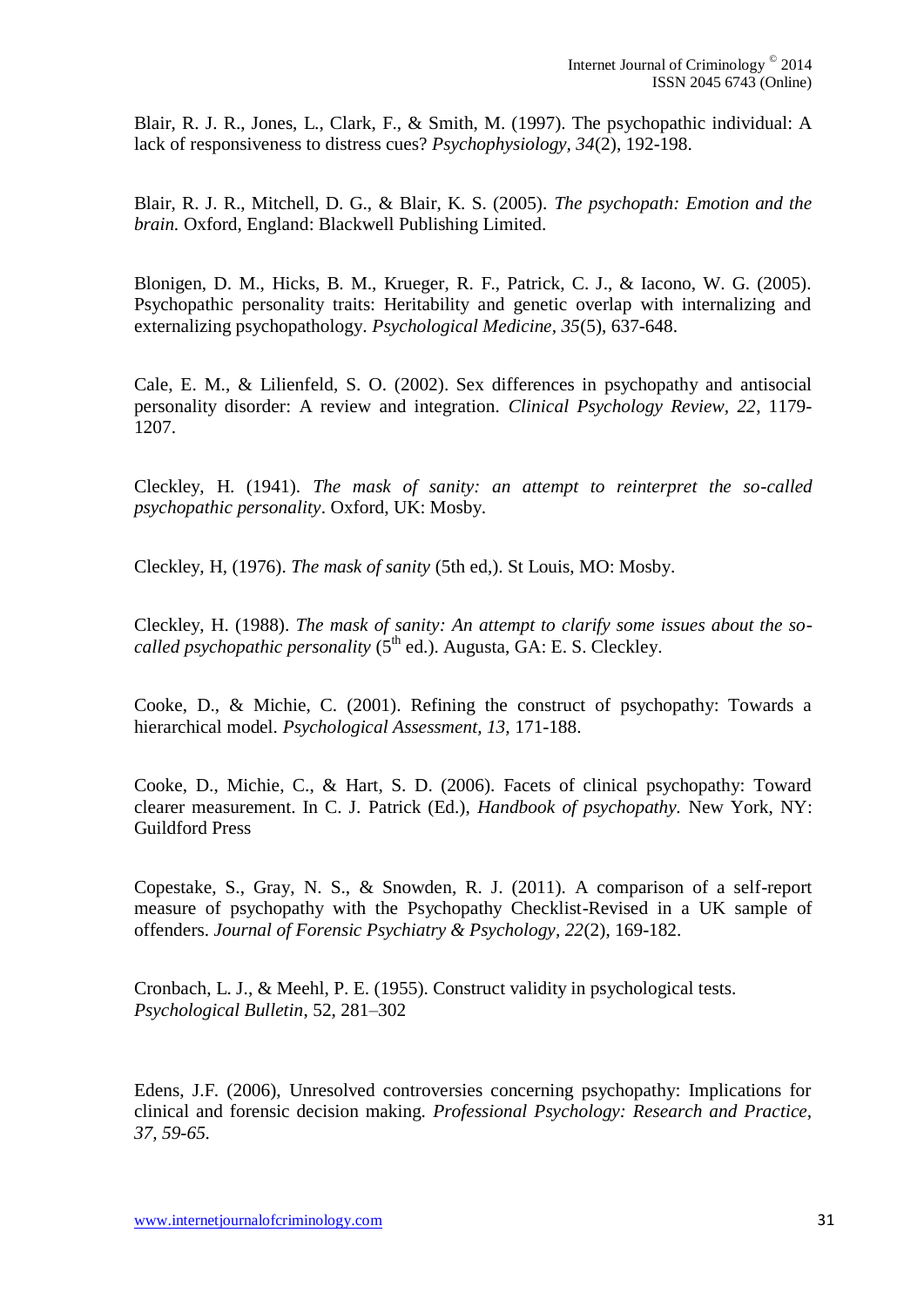Blair, R. J. R., Jones, L., Clark, F., & Smith, M. (1997). The psychopathic individual: A lack of responsiveness to distress cues? *Psychophysiology, 34*(2), 192-198.

Blair, R. J. R., Mitchell, D. G., & Blair, K. S. (2005). *The psychopath: Emotion and the brain.* Oxford, England: Blackwell Publishing Limited.

Blonigen, D. M., Hicks, B. M., Krueger, R. F., Patrick, C. J., & Iacono, W. G. (2005). Psychopathic personality traits: Heritability and genetic overlap with internalizing and externalizing psychopathology. *Psychological Medicine, 35*(5), 637-648.

Cale, E. M., & Lilienfeld, S. O. (2002). Sex differences in psychopathy and antisocial personality disorder: A review and integration. *Clinical Psychology Review, 22*, 1179-1207.

Cleckley, H. (1941). *The mask of sanity: an attempt to reinterpret the so-called psychopathic personality*. Oxford, UK: Mosby.

Cleckley, H, (1976). *The mask of sanity* (5th ed,). St Louis, MO: Mosby.

Cleckley, H. (1988). *The mask of sanity: An attempt to clarify some issues about the so-called psychopathic personality* (5th ed.). Augusta, GA: E. S. Cleckley.

Cooke, D., & Michie, C. (2001). Refining the construct of psychopathy: Towards a hierarchical model. *Psychological Assessment, 13,* 171-188.

Cooke, D., Michie, C., & Hart, S. D. (2006). Facets of clinical psychopathy: Toward clearer measurement. In C. J. Patrick (Ed.), *Handbook of psychopathy.* New York, NY: Guildford Press

Copestake, S., Gray, N. S., & Snowden, R. J. (2011). A comparison of a self-report measure of psychopathy with the Psychopathy Checklist-Revised in a UK sample of offenders. *Journal of Forensic Psychiatry & Psychology, 22*(2), 169-182.

Cronbach, L. J., & Meehl, P. E. (1955). Construct validity in psychological tests. *Psychological Bulletin*, 52, 281–302

Edens, J.F. (2006), Unresolved controversies concerning psychopathy: Implications for clinical and forensic decision making. *Professional Psychology: Research and Practice, 37, 59-65.*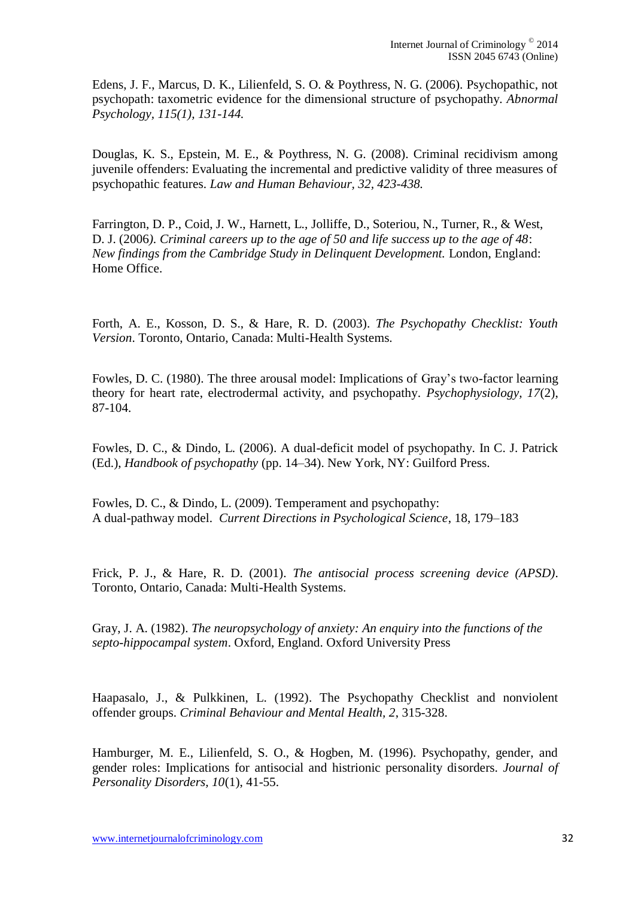Edens, J. F., Marcus, D. K., Lilienfeld, S. O. & Poythress, N. G. (2006). Psychopathic, not psychopath: taxometric evidence for the dimensional structure of psychopathy. *Abnormal Psychology, 115(1), 131-144.*

Douglas, K. S., Epstein, M. E., & Poythress, N. G. (2008). Criminal recidivism among juvenile offenders: Evaluating the incremental and predictive validity of three measures of psychopathic features. *Law and Human Behaviour, 32, 423-438.*

Farrington, D. P., Coid, J. W., Harnett, L., Jolliffe, D., Soteriou, N., Turner, R., & West, D. J. (2006*). Criminal careers up to the age of 50 and life success up to the age of 48*: *New findings from the Cambridge Study in Delinquent Development.* London, England: Home Office.

Forth, A. E., Kosson, D. S., & Hare, R. D. (2003). *The Psychopathy Checklist: Youth Version*. Toronto, Ontario, Canada: Multi-Health Systems.

Fowles, D. C. (1980). The three arousal model: Implications of Gray's two-factor learning theory for heart rate, electrodermal activity, and psychopathy. *Psychophysiology, 17*(2), 87-104.

Fowles, D. C., & Dindo, L. (2006). A dual-deficit model of psychopathy. In C. J. Patrick (Ed.), *Handbook of psychopathy* (pp. 14–34). New York, NY: Guilford Press.

Fowles, D. C., & Dindo, L. (2009). Temperament and psychopathy: A dual-pathway model. *Current Directions in Psychological Science*, 18, 179–183

Frick, P. J., & Hare, R. D. (2001). *The antisocial process screening device (APSD)*. Toronto, Ontario, Canada: Multi-Health Systems.

Gray, J. A. (1982). *The neuropsychology of anxiety: An enquiry into the functions of the septo-hippocampal system*. Oxford, England. Oxford University Press

Haapasalo, J., & Pulkkinen, L. (1992). The Psychopathy Checklist and nonviolent offender groups. *Criminal Behaviour and Mental Health, 2*, 315-328.

Hamburger, M. E., Lilienfeld, S. O., & Hogben, M. (1996). Psychopathy, gender, and gender roles: Implications for antisocial and histrionic personality disorders. *Journal of Personality Disorders, 10*(1), 41-55.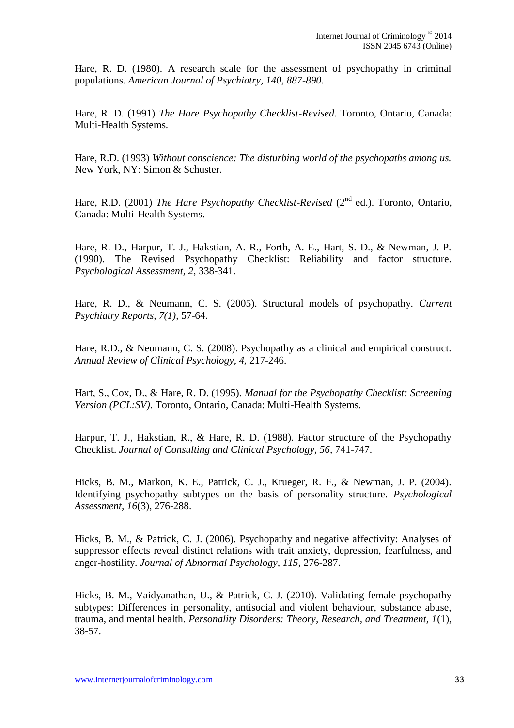Hare, R. D. (1980). A research scale for the assessment of psychopathy in criminal populations. *American Journal of Psychiatry, 140, 887-890.*

Hare, R. D. (1991) *The Hare Psychopathy Checklist-Revised*. Toronto, Ontario, Canada: Multi-Health Systems.

Hare, R.D. (1993) *Without conscience: The disturbing world of the psychopaths among us.* New York, NY: Simon & Schuster.

Hare, R.D. (2001) *The Hare Psychopathy Checklist-Revised* (2nd ed.). Toronto, Ontario, Canada: Multi-Health Systems.

Hare, R. D., Harpur, T. J., Hakstian, A. R., Forth, A. E., Hart, S. D., & Newman, J. P. (1990). The Revised Psychopathy Checklist: Reliability and factor structure. *Psychological Assessment, 2,* 338-341.

Hare, R. D., & Neumann, C. S. (2005). Structural models of psychopathy. *Current Psychiatry Reports, 7(1),* 57-64.

Hare, R.D., & Neumann, C. S. (2008). Psychopathy as a clinical and empirical construct. *Annual Review of Clinical Psychology, 4,* 217-246.

Hart, S., Cox, D., & Hare, R. D. (1995). *Manual for the Psychopathy Checklist: Screening Version (PCL:SV)*. Toronto, Ontario, Canada: Multi-Health Systems.

Harpur, T. J., Hakstian, R., & Hare, R. D. (1988). Factor structure of the Psychopathy Checklist. *Journal of Consulting and Clinical Psychology, 56,* 741-747.

Hicks, B. M., Markon, K. E., Patrick, C. J., Krueger, R. F., & Newman, J. P. (2004). Identifying psychopathy subtypes on the basis of personality structure. *Psychological Assessment, 16*(3), 276-288.

Hicks, B. M., & Patrick, C. J. (2006). Psychopathy and negative affectivity: Analyses of suppressor effects reveal distinct relations with trait anxiety, depression, fearfulness, and anger-hostility. *Journal of Abnormal Psychology, 115,* 276-287.

Hicks, B. M., Vaidyanathan, U., & Patrick, C. J. (2010). Validating female psychopathy subtypes: Differences in personality, antisocial and violent behaviour, substance abuse, trauma, and mental health. *Personality Disorders: Theory, Research, and Treatment, 1*(1), 38-57.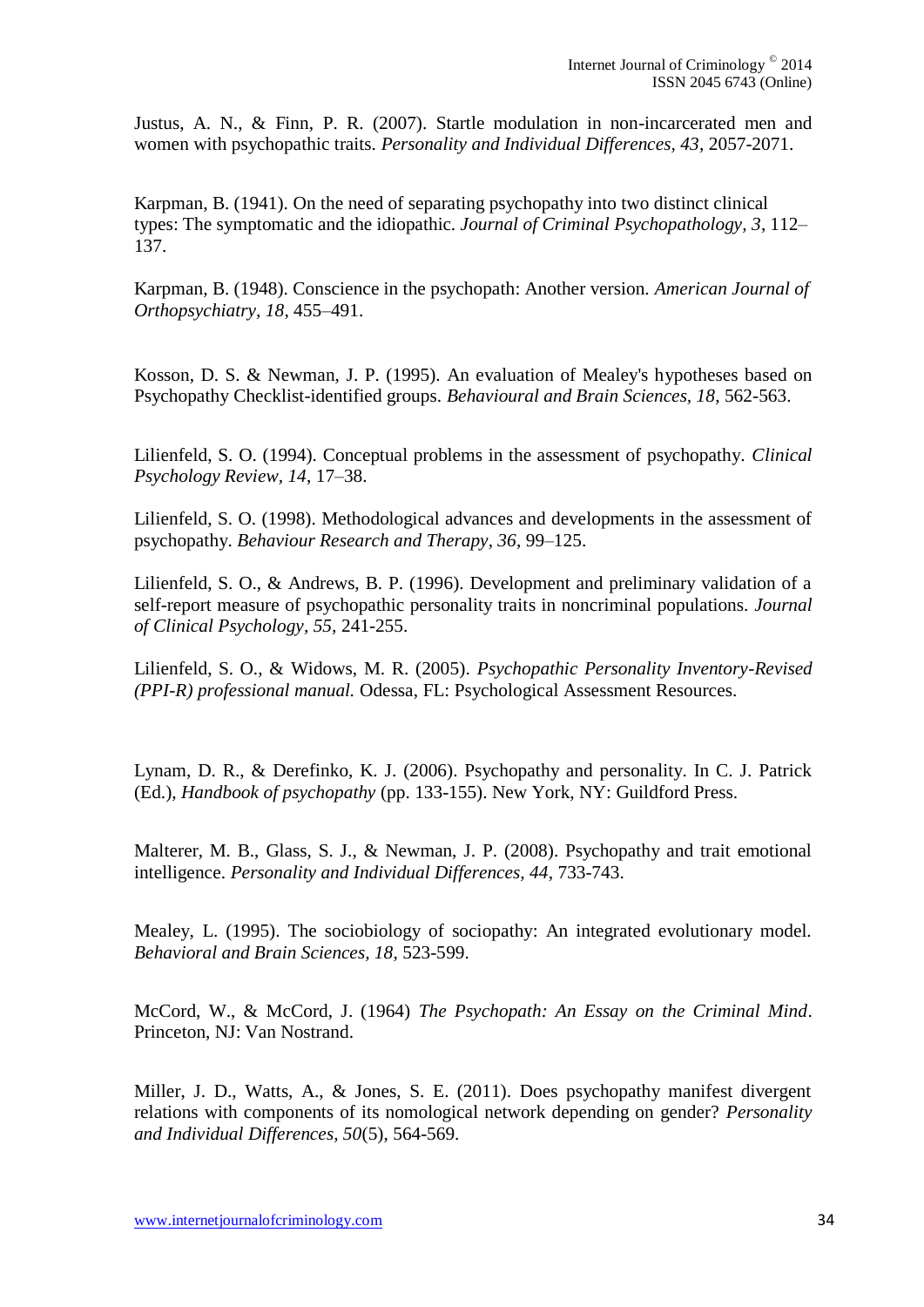Justus, A. N., & Finn, P. R. (2007). Startle modulation in non-incarcerated men and women with psychopathic traits. *Personality and Individual Differences, 43*, 2057-2071.

Karpman, B. (1941). On the need of separating psychopathy into two distinct clinical types: The symptomatic and the idiopathic. *Journal of Criminal Psychopathology, 3*, 112–137.

Karpman, B. (1948). Conscience in the psychopath: Another version. *American Journal of Orthopsychiatry, 18*, 455–491.

Kosson, D. S. & Newman, J. P. (1995). An evaluation of Mealey's hypotheses based on Psychopathy Checklist-identified groups. *Behavioural and Brain Sciences, 18*, 562-563.

Lilienfeld, S. O. (1994). Conceptual problems in the assessment of psychopathy. *Clinical Psychology Review, 14*, 17–38.

Lilienfeld, S. O. (1998). Methodological advances and developments in the assessment of psychopathy. *Behaviour Research and Therapy, 36*, 99–125.

Lilienfeld, S. O., & Andrews, B. P. (1996). Development and preliminary validation of a self-report measure of psychopathic personality traits in noncriminal populations. *Journal of Clinical Psychology, 55*, 241-255.

Lilienfeld, S. O., & Widows, M. R. (2005). *Psychopathic Personality Inventory-Revised (PPI-R) professional manual.* Odessa, FL: Psychological Assessment Resources.

Lynam, D. R., & Derefinko, K. J. (2006). Psychopathy and personality. In C. J. Patrick (Ed.), *Handbook of psychopathy* (pp. 133-155). New York, NY: Guildford Press.

Malterer, M. B., Glass, S. J., & Newman, J. P. (2008). Psychopathy and trait emotional intelligence. *Personality and Individual Differences, 44*, 733-743.

Mealey, L. (1995). The sociobiology of sociopathy: An integrated evolutionary model. *Behavioral and Brain Sciences, 18*, 523-599.

McCord, W., & McCord, J. (1964) *The Psychopath: An Essay on the Criminal Mind*. Princeton, NJ: Van Nostrand.

Miller, J. D., Watts, A., & Jones, S. E. (2011). Does psychopathy manifest divergent relations with components of its nomological network depending on gender? *Personality and Individual Differences, 50*(5), 564-569.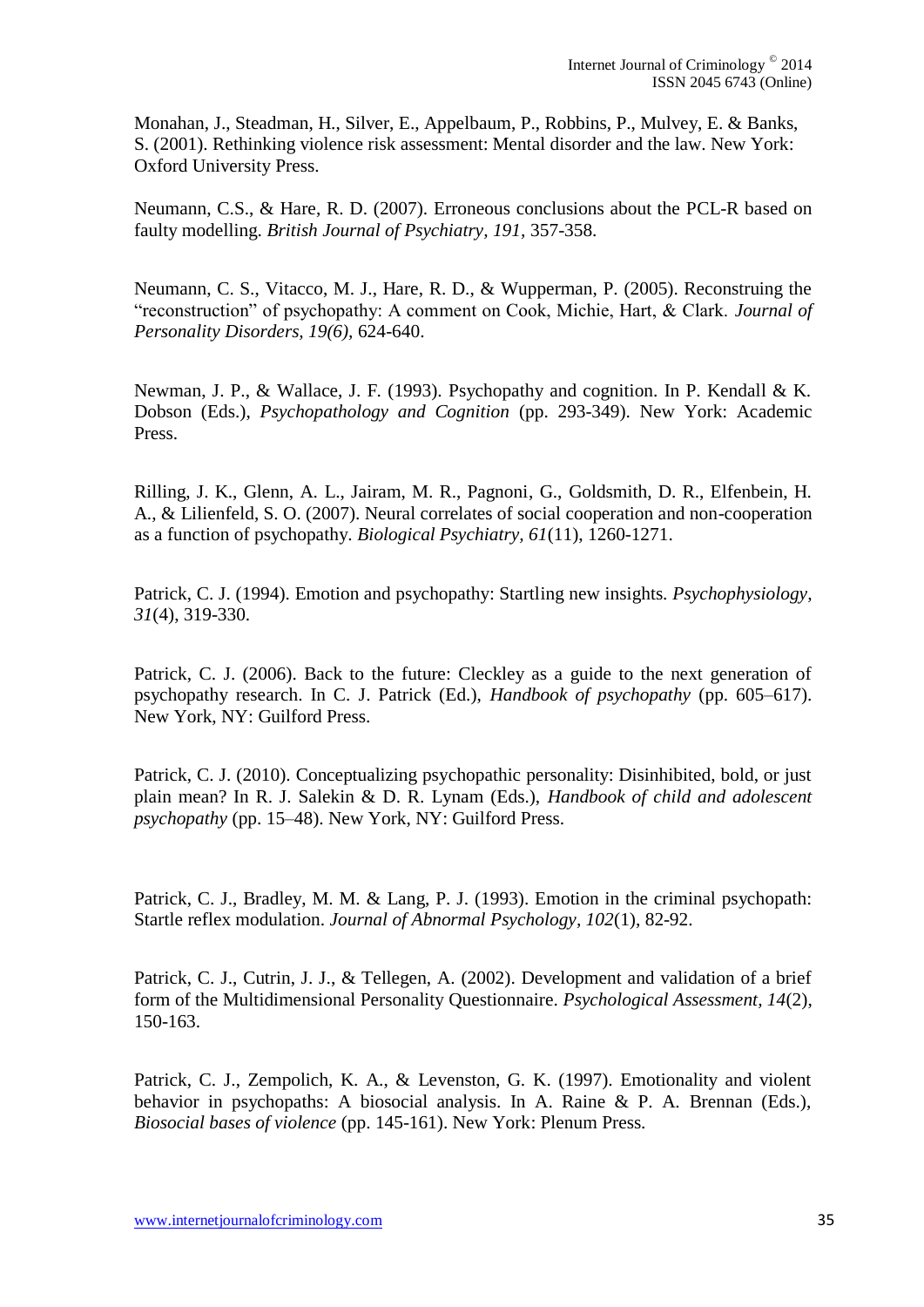Monahan, J., Steadman, H., Silver, E., Appelbaum, P., Robbins, P., Mulvey, E. & Banks, S. (2001). Rethinking violence risk assessment: Mental disorder and the law. New York: Oxford University Press.

Neumann, C.S., & Hare, R. D. (2007). Erroneous conclusions about the PCL-R based on faulty modelling. *British Journal of Psychiatry, 191,* 357-358.

Neumann, C. S., Vitacco, M. J., Hare, R. D., & Wupperman, P. (2005). Reconstruing the "reconstruction" of psychopathy: A comment on Cook, Michie, Hart, & Clark. *Journal of Personality Disorders, 19(6),* 624-640.

Newman, J. P., & Wallace, J. F. (1993). Psychopathy and cognition. In P. Kendall & K. Dobson (Eds.), *Psychopathology and Cognition* (pp. 293-349). New York: Academic Press.

Rilling, J. K., Glenn, A. L., Jairam, M. R., Pagnoni, G., Goldsmith, D. R., Elfenbein, H. A., & Lilienfeld, S. O. (2007). Neural correlates of social cooperation and non-cooperation as a function of psychopathy. *Biological Psychiatry, 61*(11), 1260-1271.

Patrick, C. J. (1994). Emotion and psychopathy: Startling new insights. *Psychophysiology, 31*(4), 319-330.

Patrick, C. J. (2006). Back to the future: Cleckley as a guide to the next generation of psychopathy research. In C. J. Patrick (Ed.), *Handbook of psychopathy* (pp. 605–617). New York, NY: Guilford Press.

Patrick, C. J. (2010). Conceptualizing psychopathic personality: Disinhibited, bold, or just plain mean? In R. J. Salekin & D. R. Lynam (Eds.), *Handbook of child and adolescent psychopathy* (pp. 15–48). New York, NY: Guilford Press.

Patrick, C. J., Bradley, M. M. & Lang, P. J. (1993). Emotion in the criminal psychopath: Startle reflex modulation. *Journal of Abnormal Psychology, 102*(1), 82-92.

Patrick, C. J., Cutrin, J. J., & Tellegen, A. (2002). Development and validation of a brief form of the Multidimensional Personality Questionnaire. *Psychological Assessment, 14*(2), 150-163.

Patrick, C. J., Zempolich, K. A., & Levenston, G. K. (1997). Emotionality and violent behavior in psychopaths: A biosocial analysis. In A. Raine & P. A. Brennan (Eds.), *Biosocial bases of violence* (pp. 145-161). New York: Plenum Press.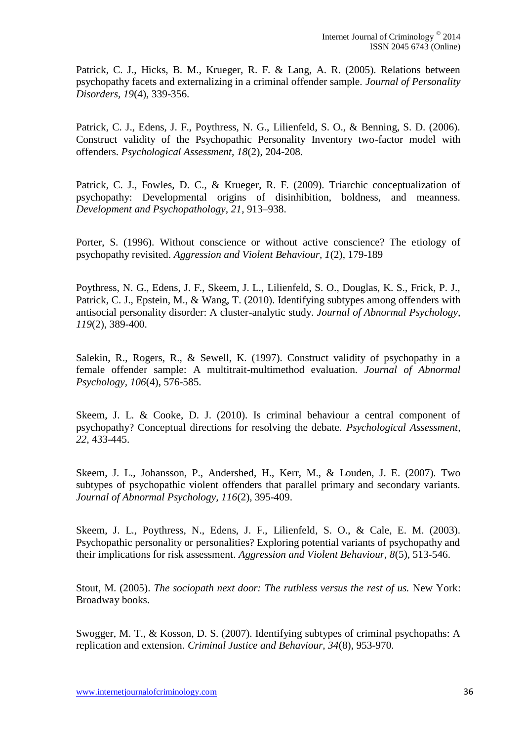Patrick, C. J., Hicks, B. M., Krueger, R. F. & Lang, A. R. (2005). Relations between psychopathy facets and externalizing in a criminal offender sample. *Journal of Personality Disorders, 19*(4), 339-356.

Patrick, C. J., Edens, J. F., Poythress, N. G., Lilienfeld, S. O., & Benning, S. D. (2006). Construct validity of the Psychopathic Personality Inventory two-factor model with offenders. *Psychological Assessment, 18*(2), 204-208.

Patrick, C. J., Fowles, D. C., & Krueger, R. F. (2009). Triarchic conceptualization of psychopathy: Developmental origins of disinhibition, boldness, and meanness. *Development and Psychopathology, 21*, 913–938.

Porter, S. (1996). Without conscience or without active conscience? The etiology of psychopathy revisited. *Aggression and Violent Behaviour, 1*(2), 179-189

Poythress, N. G., Edens, J. F., Skeem, J. L., Lilienfeld, S. O., Douglas, K. S., Frick, P. J., Patrick, C. J., Epstein, M., & Wang, T. (2010). Identifying subtypes among offenders with antisocial personality disorder: A cluster-analytic study. *Journal of Abnormal Psychology, 119*(2), 389-400.

Salekin, R., Rogers, R., & Sewell, K. (1997). Construct validity of psychopathy in a female offender sample: A multitrait-multimethod evaluation. *Journal of Abnormal Psychology, 106*(4), 576-585.

Skeem, J. L. & Cooke, D. J. (2010). Is criminal behaviour a central component of psychopathy? Conceptual directions for resolving the debate. *Psychological Assessment, 22,* 433-445.

Skeem, J. L., Johansson, P., Andershed, H., Kerr, M., & Louden, J. E. (2007). Two subtypes of psychopathic violent offenders that parallel primary and secondary variants. *Journal of Abnormal Psychology, 116*(2), 395-409.

Skeem, J. L., Poythress, N., Edens, J. F., Lilienfeld, S. O., & Cale, E. M. (2003). Psychopathic personality or personalities? Exploring potential variants of psychopathy and their implications for risk assessment. *Aggression and Violent Behaviour, 8*(5), 513-546.

Stout, M. (2005). *The sociopath next door: The ruthless versus the rest of us.* New York: Broadway books.

Swogger, M. T., & Kosson, D. S. (2007). Identifying subtypes of criminal psychopaths: A replication and extension. *Criminal Justice and Behaviour, 34*(8), 953-970.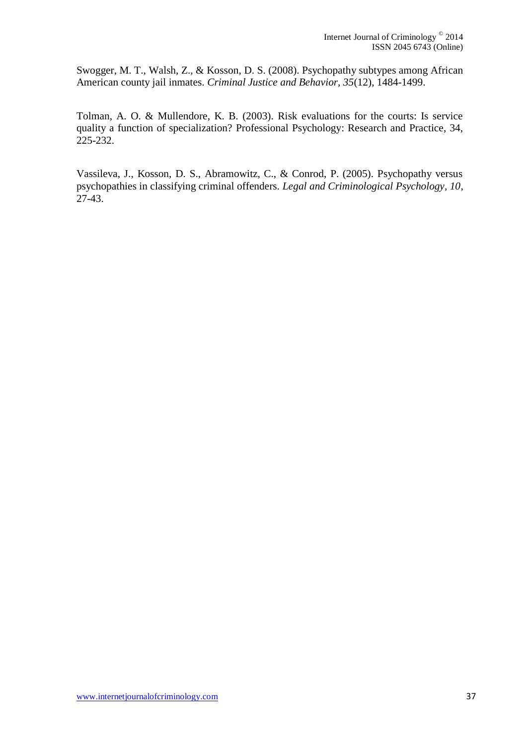Swogger, M. T., Walsh, Z., & Kosson, D. S. (2008). Psychopathy subtypes among African American county jail inmates. *Criminal Justice and Behavior, 35*(12), 1484-1499.

Tolman, A. O. & Mullendore, K. B. (2003). Risk evaluations for the courts: Is service quality a function of specialization? Professional Psychology: Research and Practice, 34, 225-232.

Vassileva, J., Kosson, D. S., Abramowitz, C., & Conrod, P. (2005). Psychopathy versus psychopathies in classifying criminal offenders. *Legal and Criminological Psychology, 10*, 27-43.